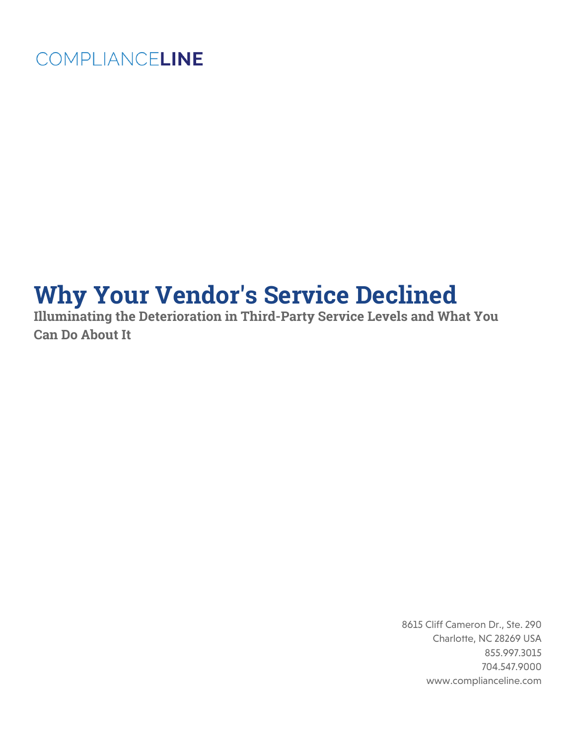COMPLIANCELINE

# Why Your Vendor's Service Declined

**Illuminating the Deterioration in Third-Party Service Levels and What You Can Do About It**

8615 Cliff Cameron Dr., Ste. 290
Charlotte, NC 28269 USA
855.997.3015
704.547.9000
www.complianceline.com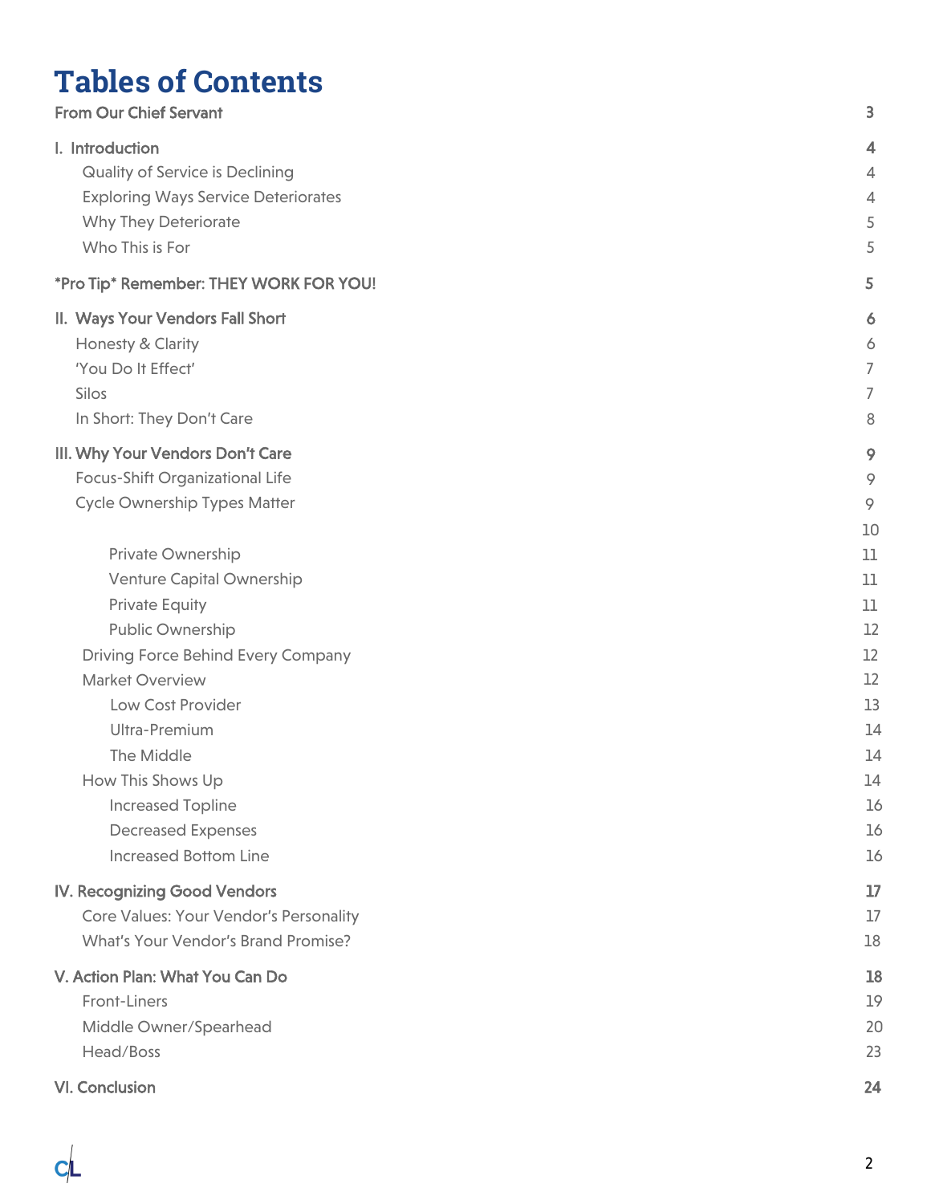# Tables of Contents

| | |
|---|---|
| From Our Chief Servant | 3 |
| I. Introduction | 4 |
| Quality of Service is Declining | 4 |
| Exploring Ways Service Deteriorates | 4 |
| Why They Deteriorate | 5 |
| Who This is For | 5 |
| *Pro Tip* Remember: THEY WORK FOR YOU! | 5 |
| II. Ways Your Vendors Fall Short | 6 |
| Honesty & Clarity | 6 |
| 'You Do It Effect' | 7 |
| Silos | 7 |
| In Short: They Don't Care | 8 |
| III. Why Your Vendors Don't Care | 9 |
| Focus-Shift Organizational Life | 9 |
| Cycle Ownership Types Matter | 9 |
| | 10 |
| Private Ownership | 11 |
| Venture Capital Ownership | 11 |
| Private Equity | 11 |
| Public Ownership | 12 |
| Driving Force Behind Every Company | 12 |
| Market Overview | 12 |
| Low Cost Provider | 13 |
| Ultra-Premium | 14 |
| The Middle | 14 |
| How This Shows Up | 14 |
| Increased Topline | 16 |
| Decreased Expenses | 16 |
| Increased Bottom Line | 16 |
| IV. Recognizing Good Vendors | 17 |
| Core Values: Your Vendor's Personality | 17 |
| What's Your Vendor's Brand Promise? | 18 |
| V. Action Plan: What You Can Do | 18 |
| Front-Liners | 19 |
| Middle Owner/Spearhead | 20 |
| Head/Boss | 23 |
| VI. Conclusion | 24 |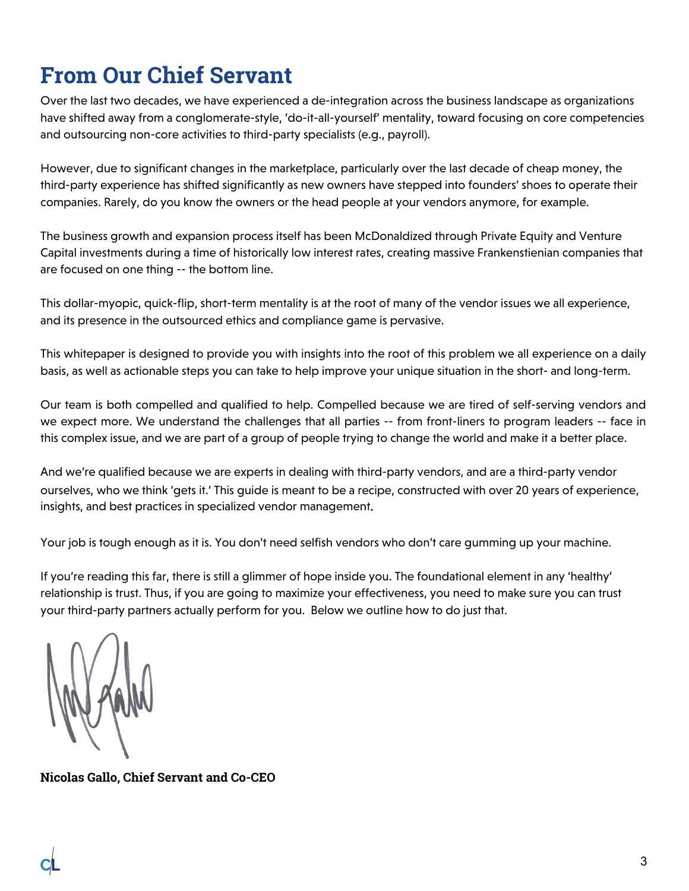# From Our Chief Servant

Over the last two decades, we have experienced a de-integration across the business landscape as organizations have shifted away from a conglomerate-style, 'do-it-all-yourself' mentality, toward focusing on core competencies and outsourcing non-core activities to third-party specialists (e.g., payroll).

However, due to significant changes in the marketplace, particularly over the last decade of cheap money, the third-party experience has shifted significantly as new owners have stepped into founders' shoes to operate their companies. Rarely, do you know the owners or the head people at your vendors anymore, for example.

The business growth and expansion process itself has been McDonaldized through Private Equity and Venture Capital investments during a time of historically low interest rates, creating massive Frankenstienian companies that are focused on one thing -- the bottom line.

This dollar-myopic, quick-flip, short-term mentality is at the root of many of the vendor issues we all experience, and its presence in the outsourced ethics and compliance game is pervasive.

This whitepaper is designed to provide you with insights into the root of this problem we all experience on a daily basis, as well as actionable steps you can take to help improve your unique situation in the short- and long-term.

Our team is both compelled and qualified to help. Compelled because we are tired of self-serving vendors and we expect more. We understand the challenges that all parties -- from front-liners to program leaders -- face in this complex issue, and we are part of a group of people trying to change the world and make it a better place.

And we're qualified because we are experts in dealing with third-party vendors, and are a third-party vendor ourselves, who we think 'gets it.' This guide is meant to be a recipe, constructed with over 20 years of experience, insights, and best practices in specialized vendor management.

Your job is tough enough as it is. You don't need selfish vendors who don't care gumming up your machine.

If you're reading this far, there is still a glimmer of hope inside you. The foundational element in any 'healthy' relationship is trust. Thus, if you are going to maximize your effectiveness, you need to make sure you can trust your third-party partners actually perform for you. Below we outline how to do just that.

**Nicolas Gallo, Chief Servant and Co-CEO**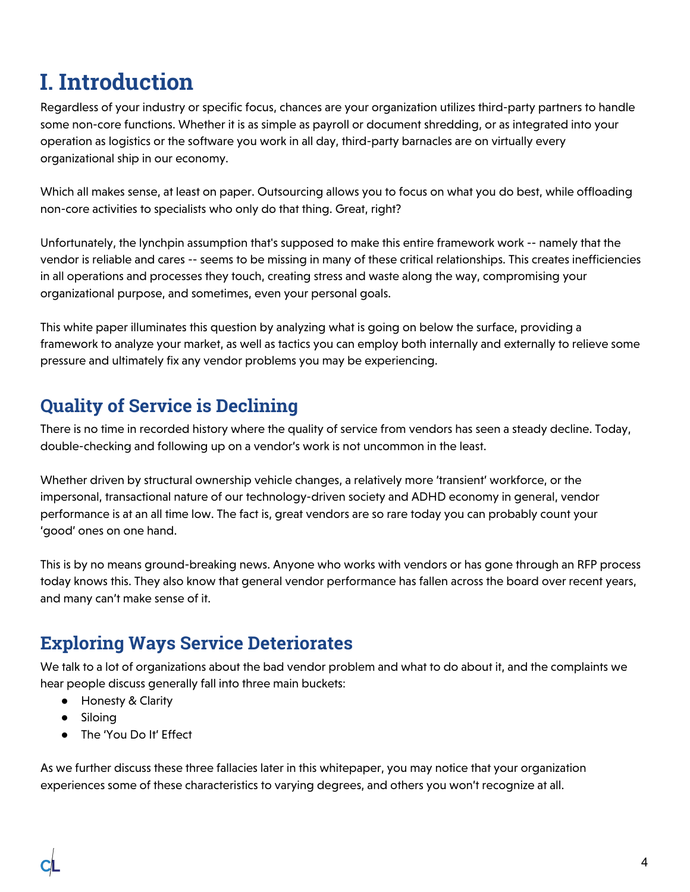# I. Introduction

Regardless of your industry or specific focus, chances are your organization utilizes third-party partners to handle some non-core functions. Whether it is as simple as payroll or document shredding, or as integrated into your operation as logistics or the software you work in all day, third-party barnacles are on virtually every organizational ship in our economy.

Which all makes sense, at least on paper. Outsourcing allows you to focus on what you do best, while offloading non-core activities to specialists who only do that thing. Great, right?

Unfortunately, the lynchpin assumption that's supposed to make this entire framework work -- namely that the vendor is reliable and cares -- seems to be missing in many of these critical relationships. This creates inefficiencies in all operations and processes they touch, creating stress and waste along the way, compromising your organizational purpose, and sometimes, even your personal goals.

This white paper illuminates this question by analyzing what is going on below the surface, providing a framework to analyze your market, as well as tactics you can employ both internally and externally to relieve some pressure and ultimately fix any vendor problems you may be experiencing.

## Quality of Service is Declining

There is no time in recorded history where the quality of service from vendors has seen a steady decline. Today, double-checking and following up on a vendor's work is not uncommon in the least.

Whether driven by structural ownership vehicle changes, a relatively more 'transient' workforce, or the impersonal, transactional nature of our technology-driven society and ADHD economy in general, vendor performance is at an all time low. The fact is, great vendors are so rare today you can probably count your 'good' ones on one hand.

This is by no means ground-breaking news. Anyone who works with vendors or has gone through an RFP process today knows this. They also know that general vendor performance has fallen across the board over recent years, and many can't make sense of it.

## Exploring Ways Service Deteriorates

We talk to a lot of organizations about the bad vendor problem and what to do about it, and the complaints we hear people discuss generally fall into three main buckets:

- Honesty & Clarity
- Siloing
- The 'You Do It' Effect

As we further discuss these three fallacies later in this whitepaper, you may notice that your organization experiences some of these characteristics to varying degrees, and others you won't recognize at all.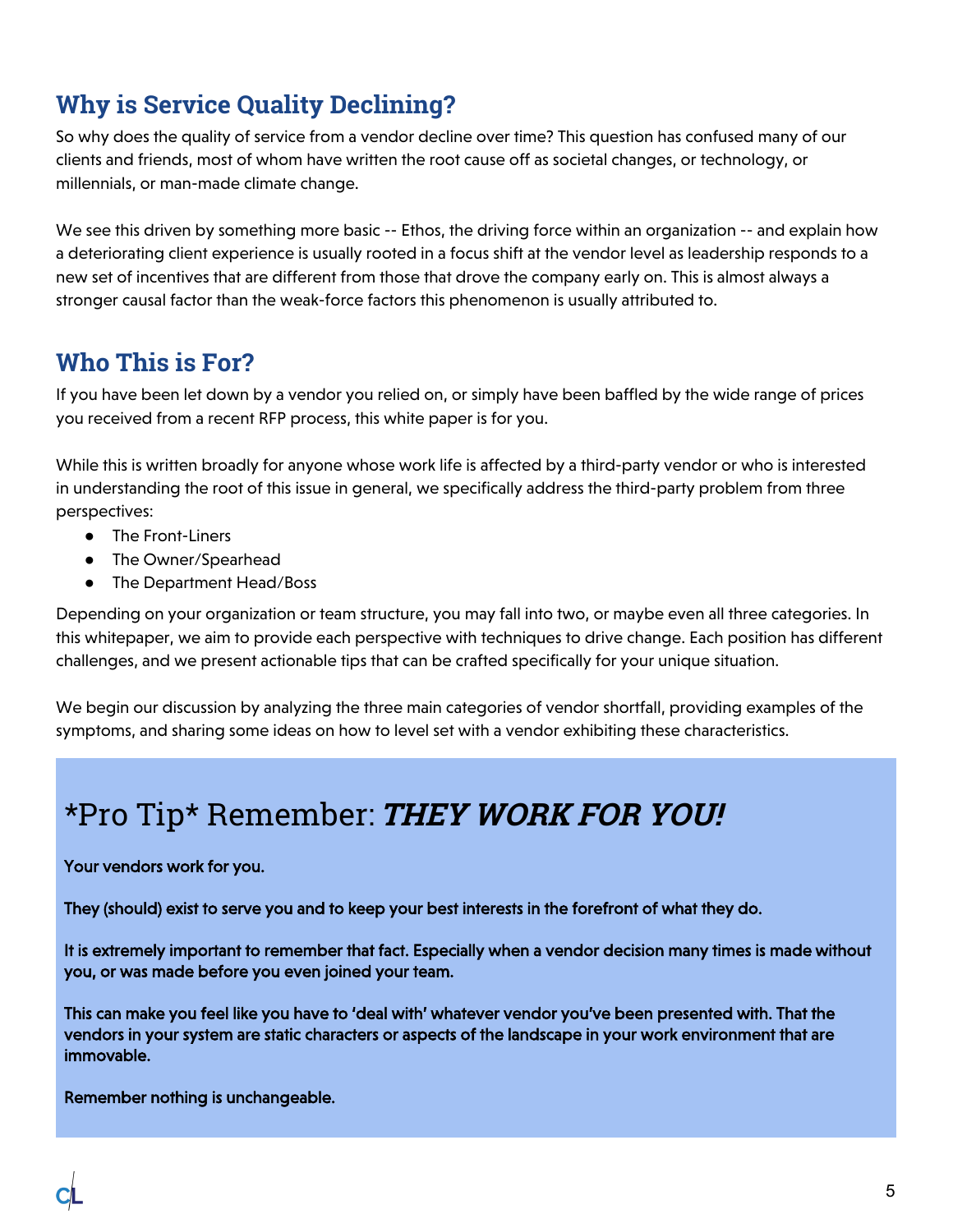## Why is Service Quality Declining?

So why does the quality of service from a vendor decline over time? This question has confused many of our clients and friends, most of whom have written the root cause off as societal changes, or technology, or millennials, or man-made climate change.

We see this driven by something more basic -- Ethos, the driving force within an organization -- and explain how a deteriorating client experience is usually rooted in a focus shift at the vendor level as leadership responds to a new set of incentives that are different from those that drove the company early on. This is almost always a stronger causal factor than the weak-force factors this phenomenon is usually attributed to.

## Who This is For?

If you have been let down by a vendor you relied on, or simply have been baffled by the wide range of prices you received from a recent RFP process, this white paper is for you.

While this is written broadly for anyone whose work life is affected by a third-party vendor or who is interested in understanding the root of this issue in general, we specifically address the third-party problem from three perspectives:

- The Front-Liners
- The Owner/Spearhead
- The Department Head/Boss

Depending on your organization or team structure, you may fall into two, or maybe even all three categories. In this whitepaper, we aim to provide each perspective with techniques to drive change. Each position has different challenges, and we present actionable tips that can be crafted specifically for your unique situation.

We begin our discussion by analyzing the three main categories of vendor shortfall, providing examples of the symptoms, and sharing some ideas on how to level set with a vendor exhibiting these characteristics.

## *Pro Tip* Remember: ***THEY WORK FOR YOU!***

**Your vendors work for you.**

**They (should) exist to serve you and to keep your best interests in the forefront of what they do.**

**It is extremely important to remember that fact. Especially when a vendor decision many times is made without you, or was made before you even joined your team.**

**This can make you feel like you have to 'deal with' whatever vendor you've been presented with. That the vendors in your system are static characters or aspects of the landscape in your work environment that are immovable.**

**Remember nothing is unchangeable.**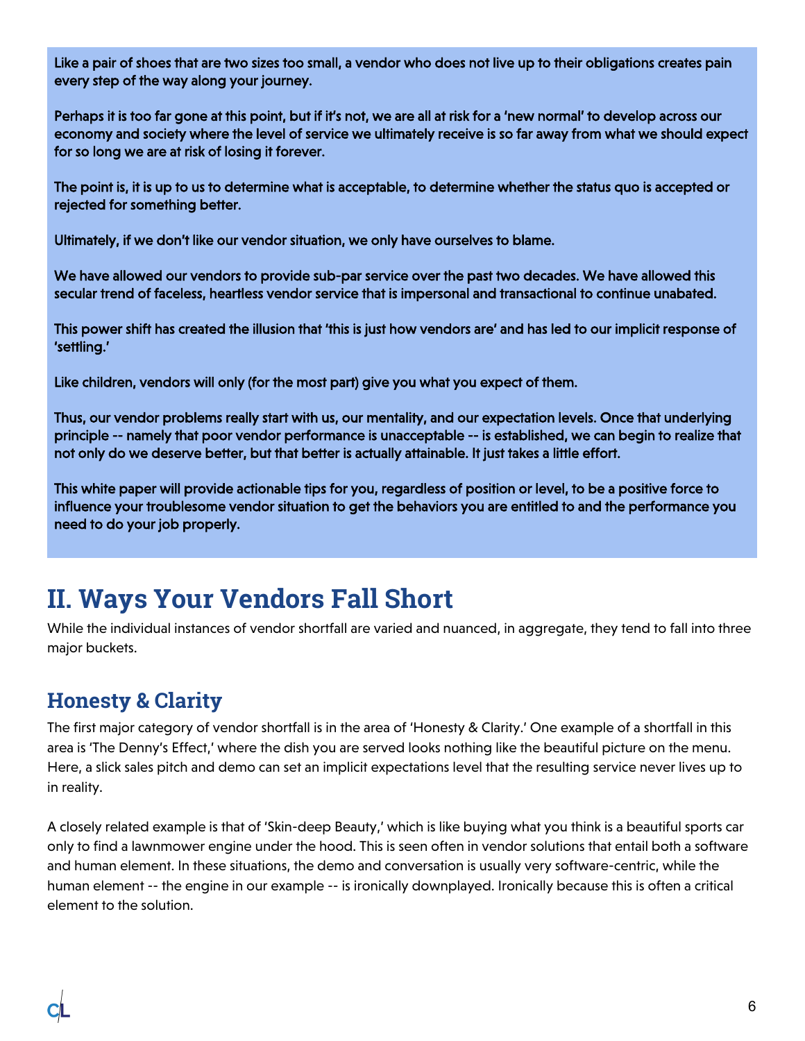Like a pair of shoes that are two sizes too small, a vendor who does not live up to their obligations creates pain every step of the way along your journey.

Perhaps it is too far gone at this point, but if it's not, we are all at risk for a 'new normal' to develop across our economy and society where the level of service we ultimately receive is so far away from what we should expect for so long we are at risk of losing it forever.

The point is, it is up to us to determine what is acceptable, to determine whether the status quo is accepted or rejected for something better.

Ultimately, if we don't like our vendor situation, we only have ourselves to blame.

We have allowed our vendors to provide sub-par service over the past two decades. We have allowed this secular trend of faceless, heartless vendor service that is impersonal and transactional to continue unabated.

This power shift has created the illusion that 'this is just how vendors are' and has led to our implicit response of 'settling.'

Like children, vendors will only (for the most part) give you what you expect of them.

Thus, our vendor problems really start with us, our mentality, and our expectation levels. Once that underlying principle -- namely that poor vendor performance is unacceptable -- is established, we can begin to realize that not only do we deserve better, but that better is actually attainable. It just takes a little effort.

This white paper will provide actionable tips for you, regardless of position or level, to be a positive force to influence your troublesome vendor situation to get the behaviors you are entitled to and the performance you need to do your job properly.

# II. Ways Your Vendors Fall Short

While the individual instances of vendor shortfall are varied and nuanced, in aggregate, they tend to fall into three major buckets.

## Honesty & Clarity

The first major category of vendor shortfall is in the area of 'Honesty & Clarity.' One example of a shortfall in this area is 'The Denny's Effect,' where the dish you are served looks nothing like the beautiful picture on the menu. Here, a slick sales pitch and demo can set an implicit expectations level that the resulting service never lives up to in reality.

A closely related example is that of 'Skin-deep Beauty,' which is like buying what you think is a beautiful sports car only to find a lawnmower engine under the hood. This is seen often in vendor solutions that entail both a software and human element. In these situations, the demo and conversation is usually very software-centric, while the human element -- the engine in our example -- is ironically downplayed. Ironically because this is often a critical element to the solution.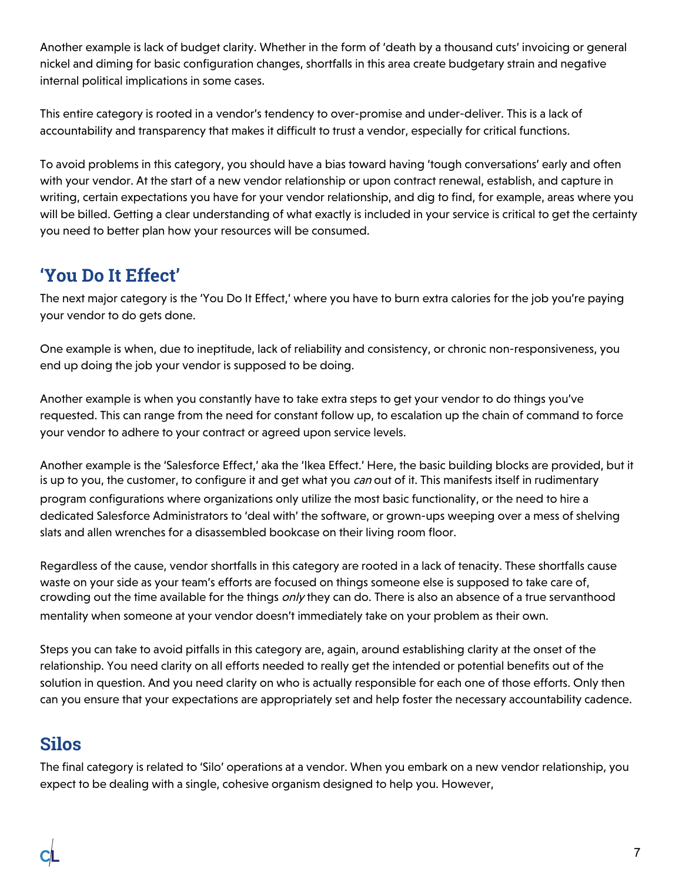Another example is lack of budget clarity. Whether in the form of 'death by a thousand cuts' invoicing or general nickel and diming for basic configuration changes, shortfalls in this area create budgetary strain and negative internal political implications in some cases.

This entire category is rooted in a vendor's tendency to over-promise and under-deliver. This is a lack of accountability and transparency that makes it difficult to trust a vendor, especially for critical functions.

To avoid problems in this category, you should have a bias toward having 'tough conversations' early and often with your vendor. At the start of a new vendor relationship or upon contract renewal, establish, and capture in writing, certain expectations you have for your vendor relationship, and dig to find, for example, areas where you will be billed. Getting a clear understanding of what exactly is included in your service is critical to get the certainty you need to better plan how your resources will be consumed.

## 'You Do It Effect'

The next major category is the 'You Do It Effect,' where you have to burn extra calories for the job you're paying your vendor to do gets done.

One example is when, due to ineptitude, lack of reliability and consistency, or chronic non-responsiveness, you end up doing the job your vendor is supposed to be doing.

Another example is when you constantly have to take extra steps to get your vendor to do things you've requested. This can range from the need for constant follow up, to escalation up the chain of command to force your vendor to adhere to your contract or agreed upon service levels.

Another example is the 'Salesforce Effect,' aka the 'Ikea Effect.' Here, the basic building blocks are provided, but it is up to you, the customer, to configure it and get what you *can* out of it. This manifests itself in rudimentary program configurations where organizations only utilize the most basic functionality, or the need to hire a dedicated Salesforce Administrators to 'deal with' the software, or grown-ups weeping over a mess of shelving slats and allen wrenches for a disassembled bookcase on their living room floor.

Regardless of the cause, vendor shortfalls in this category are rooted in a lack of tenacity. These shortfalls cause waste on your side as your team's efforts are focused on things someone else is supposed to take care of, crowding out the time available for the things *only* they can do. There is also an absence of a true servanthood mentality when someone at your vendor doesn't immediately take on your problem as their own.

Steps you can take to avoid pitfalls in this category are, again, around establishing clarity at the onset of the relationship. You need clarity on all efforts needed to really get the intended or potential benefits out of the solution in question. And you need clarity on who is actually responsible for each one of those efforts. Only then can you ensure that your expectations are appropriately set and help foster the necessary accountability cadence.

## Silos

The final category is related to 'Silo' operations at a vendor. When you embark on a new vendor relationship, you expect to be dealing with a single, cohesive organism designed to help you. However,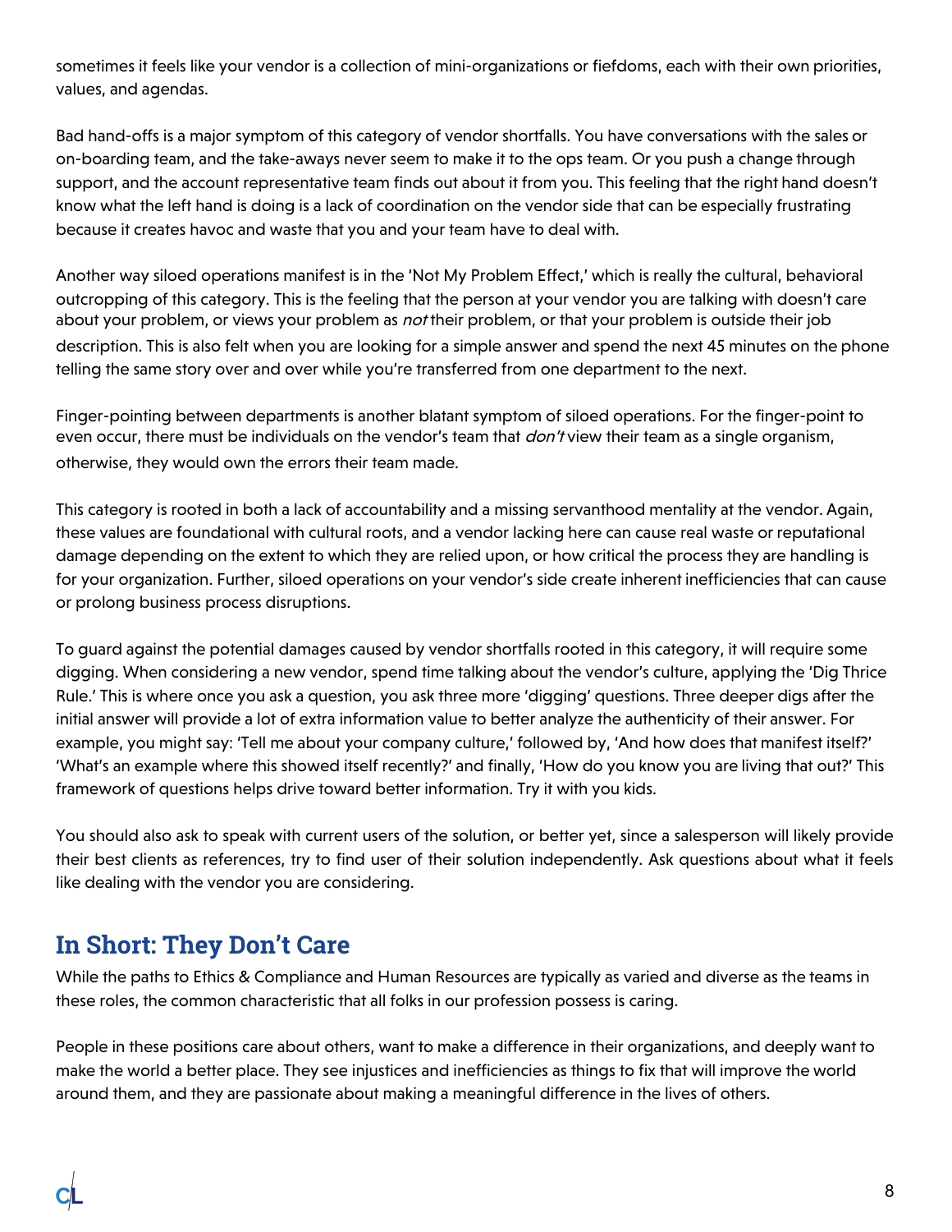sometimes it feels like your vendor is a collection of mini-organizations or fiefdoms, each with their own priorities, values, and agendas.

Bad hand-offs is a major symptom of this category of vendor shortfalls. You have conversations with the sales or on-boarding team, and the take-aways never seem to make it to the ops team. Or you push a change through support, and the account representative team finds out about it from you. This feeling that the right hand doesn't know what the left hand is doing is a lack of coordination on the vendor side that can be especially frustrating because it creates havoc and waste that you and your team have to deal with.

Another way siloed operations manifest is in the 'Not My Problem Effect,' which is really the cultural, behavioral outcropping of this category. This is the feeling that the person at your vendor you are talking with doesn't care about your problem, or views your problem as *not* their problem, or that your problem is outside their job description. This is also felt when you are looking for a simple answer and spend the next 45 minutes on the phone telling the same story over and over while you're transferred from one department to the next.

Finger-pointing between departments is another blatant symptom of siloed operations. For the finger-point to even occur, there must be individuals on the vendor's team that *don't* view their team as a single organism, otherwise, they would own the errors their team made.

This category is rooted in both a lack of accountability and a missing servanthood mentality at the vendor. Again, these values are foundational with cultural roots, and a vendor lacking here can cause real waste or reputational damage depending on the extent to which they are relied upon, or how critical the process they are handling is for your organization. Further, siloed operations on your vendor's side create inherent inefficiencies that can cause or prolong business process disruptions.

To guard against the potential damages caused by vendor shortfalls rooted in this category, it will require some digging. When considering a new vendor, spend time talking about the vendor's culture, applying the 'Dig Thrice Rule.' This is where once you ask a question, you ask three more 'digging' questions. Three deeper digs after the initial answer will provide a lot of extra information value to better analyze the authenticity of their answer. For example, you might say: 'Tell me about your company culture,' followed by, 'And how does that manifest itself?' 'What's an example where this showed itself recently?' and finally, 'How do you know you are living that out?' This framework of questions helps drive toward better information. Try it with you kids.

You should also ask to speak with current users of the solution, or better yet, since a salesperson will likely provide their best clients as references, try to find user of their solution independently. Ask questions about what it feels like dealing with the vendor you are considering.

## In Short: They Don't Care

While the paths to Ethics & Compliance and Human Resources are typically as varied and diverse as the teams in these roles, the common characteristic that all folks in our profession possess is caring.

People in these positions care about others, want to make a difference in their organizations, and deeply want to make the world a better place. They see injustices and inefficiencies as things to fix that will improve the world around them, and they are passionate about making a meaningful difference in the lives of others.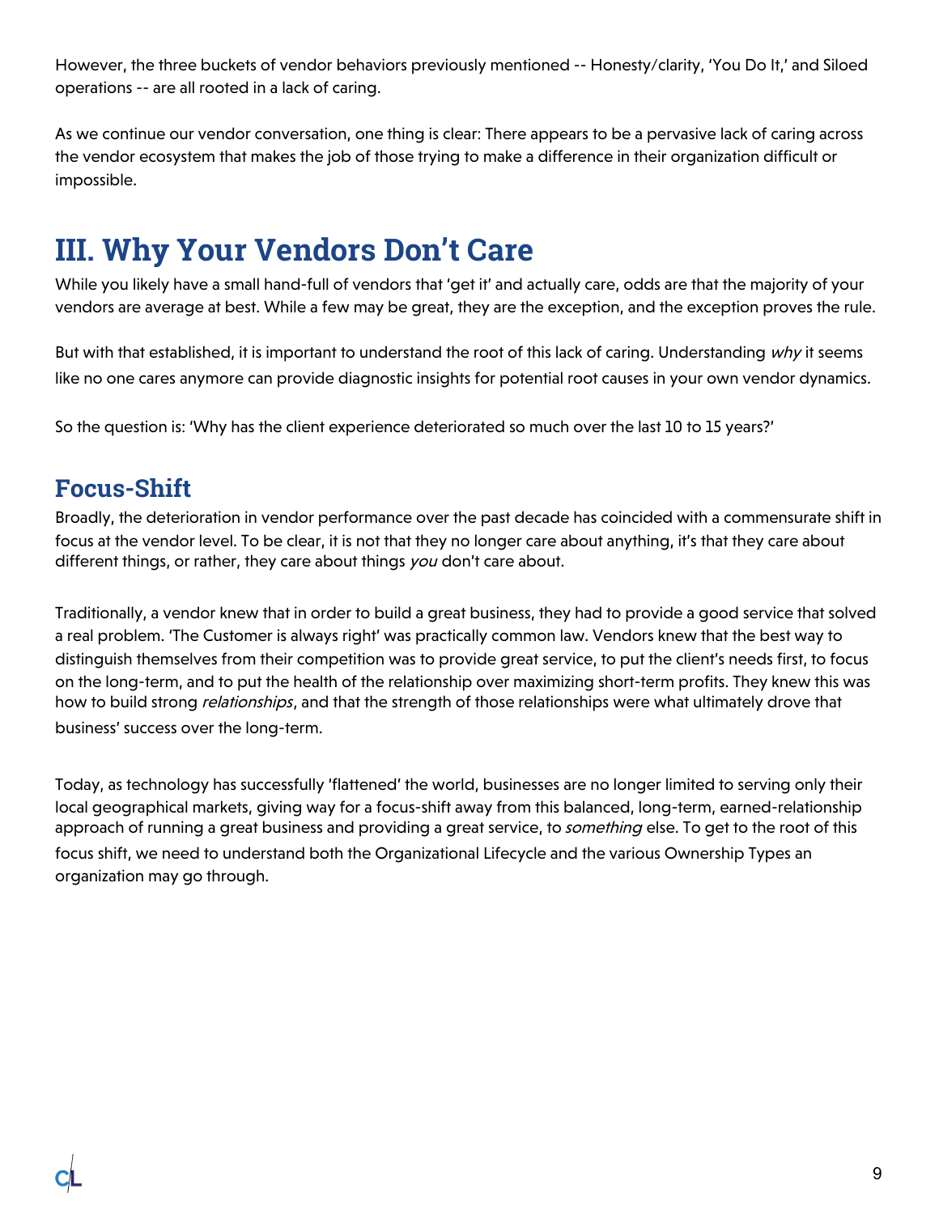However, the three buckets of vendor behaviors previously mentioned -- Honesty/clarity, 'You Do It,' and Siloed operations -- are all rooted in a lack of caring.

As we continue our vendor conversation, one thing is clear: There appears to be a pervasive lack of caring across the vendor ecosystem that makes the job of those trying to make a difference in their organization difficult or impossible.

# III. Why Your Vendors Don't Care

While you likely have a small hand-full of vendors that 'get it' and actually care, odds are that the majority of your vendors are average at best. While a few may be great, they are the exception, and the exception proves the rule.

But with that established, it is important to understand the root of this lack of caring. Understanding *why* it seems like no one cares anymore can provide diagnostic insights for potential root causes in your own vendor dynamics.

So the question is: 'Why has the client experience deteriorated so much over the last 10 to 15 years?'

## Focus-Shift

Broadly, the deterioration in vendor performance over the past decade has coincided with a commensurate shift in focus at the vendor level. To be clear, it is not that they no longer care about anything, it's that they care about different things, or rather, they care about things *you* don't care about.

Traditionally, a vendor knew that in order to build a great business, they had to provide a good service that solved a real problem. 'The Customer is always right' was practically common law. Vendors knew that the best way to distinguish themselves from their competition was to provide great service, to put the client's needs first, to focus on the long-term, and to put the health of the relationship over maximizing short-term profits. They knew this was how to build strong *relationships*, and that the strength of those relationships were what ultimately drove that business' success over the long-term.

Today, as technology has successfully 'flattened' the world, businesses are no longer limited to serving only their local geographical markets, giving way for a focus-shift away from this balanced, long-term, earned-relationship approach of running a great business and providing a great service, to *something* else. To get to the root of this focus shift, we need to understand both the Organizational Lifecycle and the various Ownership Types an organization may go through.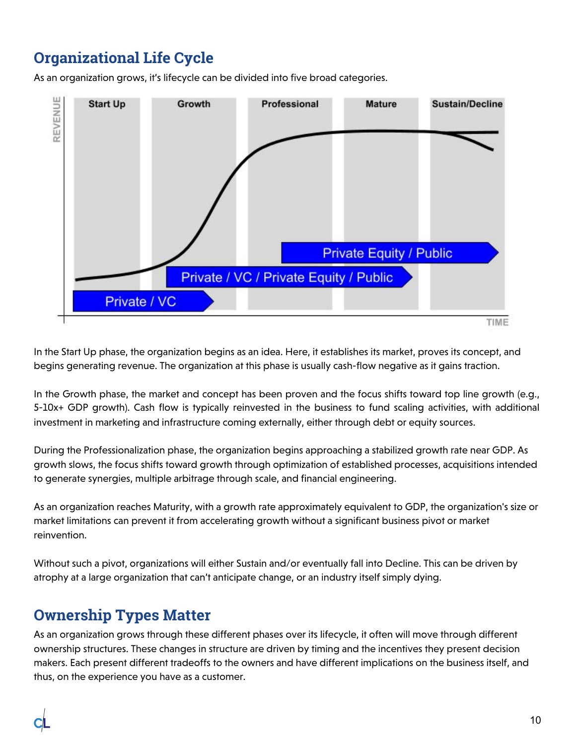## Organizational Life Cycle

As an organization grows, it's lifecycle can be divided into five broad categories.

In the Start Up phase, the organization begins as an idea. Here, it establishes its market, proves its concept, and begins generating revenue. The organization at this phase is usually cash-flow negative as it gains traction.

In the Growth phase, the market and concept has been proven and the focus shifts toward top line growth (e.g., 5-10x+ GDP growth). Cash flow is typically reinvested in the business to fund scaling activities, with additional investment in marketing and infrastructure coming externally, either through debt or equity sources.

During the Professionalization phase, the organization begins approaching a stabilized growth rate near GDP. As growth slows, the focus shifts toward growth through optimization of established processes, acquisitions intended to generate synergies, multiple arbitrage through scale, and financial engineering.

As an organization reaches Maturity, with a growth rate approximately equivalent to GDP, the organization's size or market limitations can prevent it from accelerating growth without a significant business pivot or market reinvention.

Without such a pivot, organizations will either Sustain and/or eventually fall into Decline. This can be driven by atrophy at a large organization that can't anticipate change, or an industry itself simply dying.

## Ownership Types Matter

As an organization grows through these different phases over its lifecycle, it often will move through different ownership structures. These changes in structure are driven by timing and the incentives they present decision makers. Each present different tradeoffs to the owners and have different implications on the business itself, and thus, on the experience you have as a customer.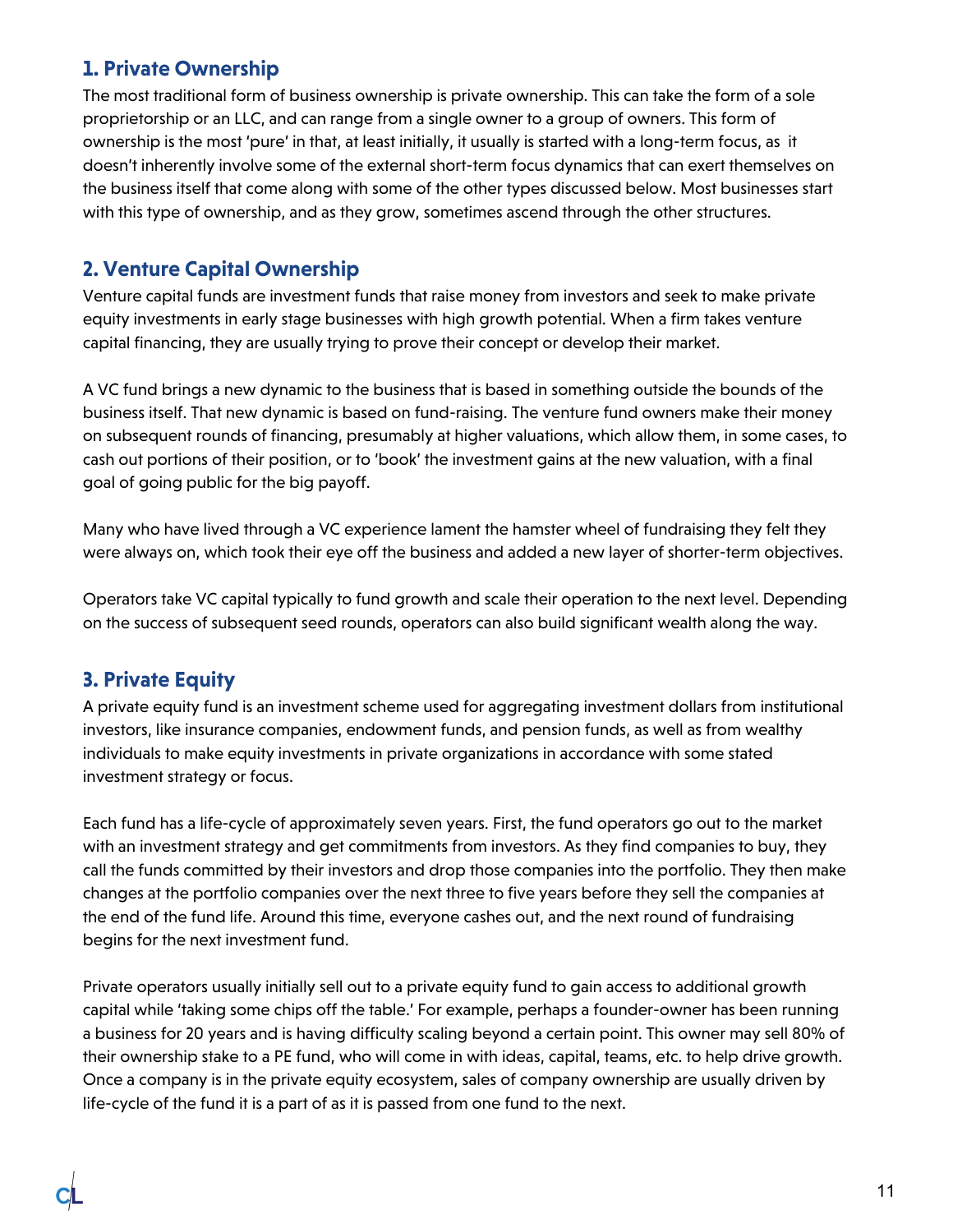## 1. Private Ownership

The most traditional form of business ownership is private ownership. This can take the form of a sole proprietorship or an LLC, and can range from a single owner to a group of owners. This form of ownership is the most 'pure' in that, at least initially, it usually is started with a long-term focus, as it doesn't inherently involve some of the external short-term focus dynamics that can exert themselves on the business itself that come along with some of the other types discussed below. Most businesses start with this type of ownership, and as they grow, sometimes ascend through the other structures.

## 2. Venture Capital Ownership

Venture capital funds are investment funds that raise money from investors and seek to make private equity investments in early stage businesses with high growth potential. When a firm takes venture capital financing, they are usually trying to prove their concept or develop their market.

A VC fund brings a new dynamic to the business that is based in something outside the bounds of the business itself. That new dynamic is based on fund-raising. The venture fund owners make their money on subsequent rounds of financing, presumably at higher valuations, which allow them, in some cases, to cash out portions of their position, or to 'book' the investment gains at the new valuation, with a final goal of going public for the big payoff.

Many who have lived through a VC experience lament the hamster wheel of fundraising they felt they were always on, which took their eye off the business and added a new layer of shorter-term objectives.

Operators take VC capital typically to fund growth and scale their operation to the next level. Depending on the success of subsequent seed rounds, operators can also build significant wealth along the way.

## 3. Private Equity

A private equity fund is an investment scheme used for aggregating investment dollars from institutional investors, like insurance companies, endowment funds, and pension funds, as well as from wealthy individuals to make equity investments in private organizations in accordance with some stated investment strategy or focus.

Each fund has a life-cycle of approximately seven years. First, the fund operators go out to the market with an investment strategy and get commitments from investors. As they find companies to buy, they call the funds committed by their investors and drop those companies into the portfolio. They then make changes at the portfolio companies over the next three to five years before they sell the companies at the end of the fund life. Around this time, everyone cashes out, and the next round of fundraising begins for the next investment fund.

Private operators usually initially sell out to a private equity fund to gain access to additional growth capital while 'taking some chips off the table.' For example, perhaps a founder-owner has been running a business for 20 years and is having difficulty scaling beyond a certain point. This owner may sell 80% of their ownership stake to a PE fund, who will come in with ideas, capital, teams, etc. to help drive growth. Once a company is in the private equity ecosystem, sales of company ownership are usually driven by life-cycle of the fund it is a part of as it is passed from one fund to the next.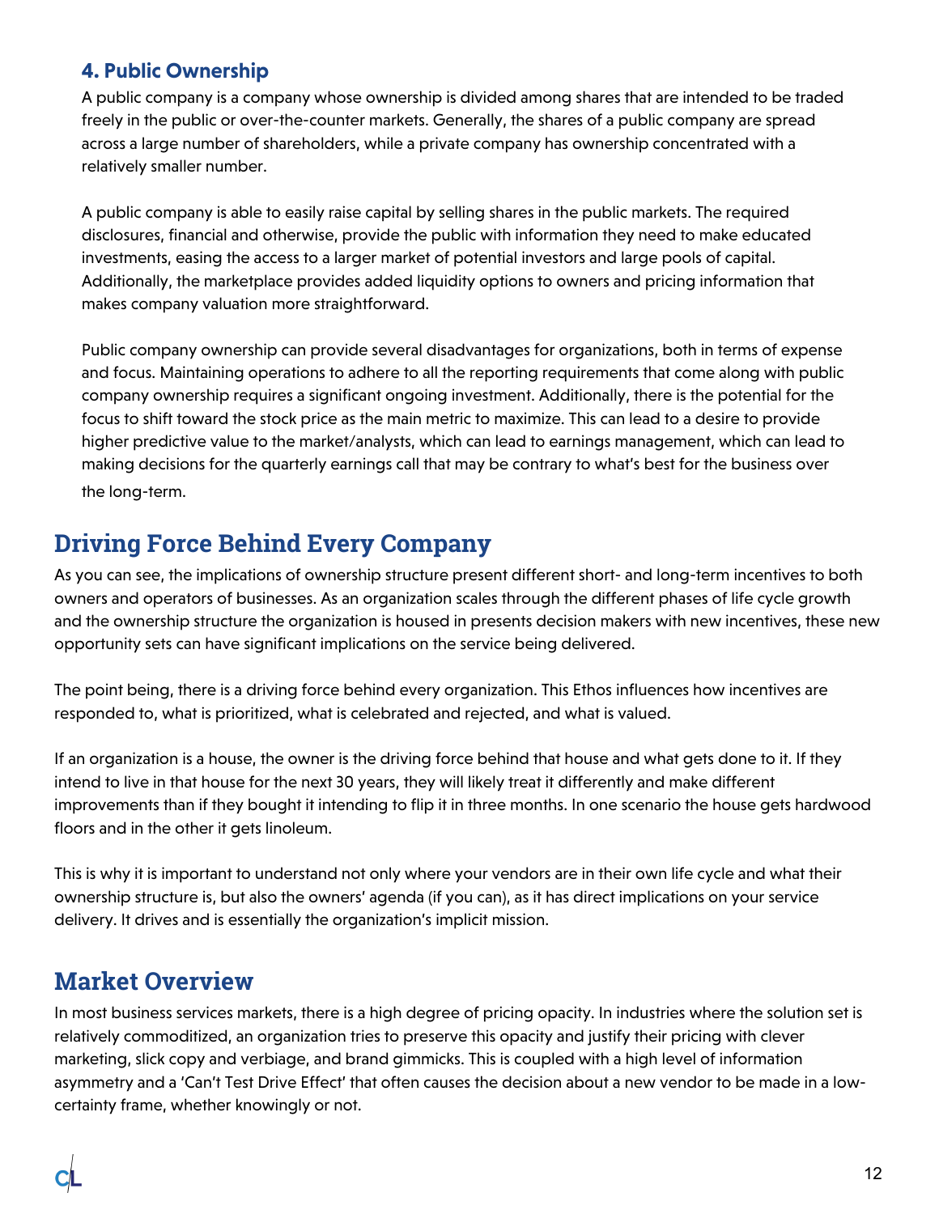### 4. Public Ownership

A public company is a company whose ownership is divided among shares that are intended to be traded freely in the public or over-the-counter markets. Generally, the shares of a public company are spread across a large number of shareholders, while a private company has ownership concentrated with a relatively smaller number.

A public company is able to easily raise capital by selling shares in the public markets. The required disclosures, financial and otherwise, provide the public with information they need to make educated investments, easing the access to a larger market of potential investors and large pools of capital. Additionally, the marketplace provides added liquidity options to owners and pricing information that makes company valuation more straightforward.

Public company ownership can provide several disadvantages for organizations, both in terms of expense and focus. Maintaining operations to adhere to all the reporting requirements that come along with public company ownership requires a significant ongoing investment. Additionally, there is the potential for the focus to shift toward the stock price as the main metric to maximize. This can lead to a desire to provide higher predictive value to the market/analysts, which can lead to earnings management, which can lead to making decisions for the quarterly earnings call that may be contrary to what's best for the business over the long-term.

## Driving Force Behind Every Company

As you can see, the implications of ownership structure present different short- and long-term incentives to both owners and operators of businesses. As an organization scales through the different phases of life cycle growth and the ownership structure the organization is housed in presents decision makers with new incentives, these new opportunity sets can have significant implications on the service being delivered.

The point being, there is a driving force behind every organization. This Ethos influences how incentives are responded to, what is prioritized, what is celebrated and rejected, and what is valued.

If an organization is a house, the owner is the driving force behind that house and what gets done to it. If they intend to live in that house for the next 30 years, they will likely treat it differently and make different improvements than if they bought it intending to flip it in three months. In one scenario the house gets hardwood floors and in the other it gets linoleum.

This is why it is important to understand not only where your vendors are in their own life cycle and what their ownership structure is, but also the owners' agenda (if you can), as it has direct implications on your service delivery. It drives and is essentially the organization's implicit mission.

## Market Overview

In most business services markets, there is a high degree of pricing opacity. In industries where the solution set is relatively commoditized, an organization tries to preserve this opacity and justify their pricing with clever marketing, slick copy and verbiage, and brand gimmicks. This is coupled with a high level of information asymmetry and a 'Can't Test Drive Effect' that often causes the decision about a new vendor to be made in a low-certainty frame, whether knowingly or not.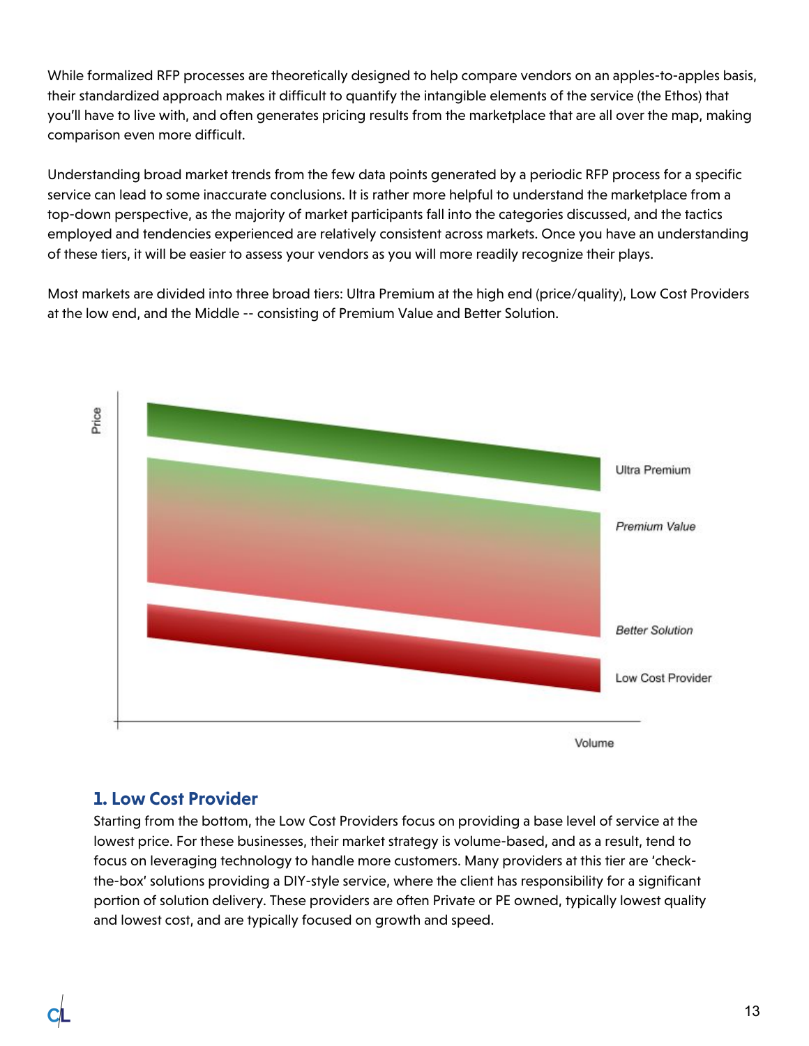While formalized RFP processes are theoretically designed to help compare vendors on an apples-to-apples basis, their standardized approach makes it difficult to quantify the intangible elements of the service (the Ethos) that you'll have to live with, and often generates pricing results from the marketplace that are all over the map, making comparison even more difficult.

Understanding broad market trends from the few data points generated by a periodic RFP process for a specific service can lead to some inaccurate conclusions. It is rather more helpful to understand the marketplace from a top-down perspective, as the majority of market participants fall into the categories discussed, and the tactics employed and tendencies experienced are relatively consistent across markets. Once you have an understanding of these tiers, it will be easier to assess your vendors as you will more readily recognize their plays.

Most markets are divided into three broad tiers: Ultra Premium at the high end (price/quality), Low Cost Providers at the low end, and the Middle -- consisting of Premium Value and Better Solution.

## 1. Low Cost Provider

Starting from the bottom, the Low Cost Providers focus on providing a base level of service at the lowest price. For these businesses, their market strategy is volume-based, and as a result, tend to focus on leveraging technology to handle more customers. Many providers at this tier are 'check-the-box' solutions providing a DIY-style service, where the client has responsibility for a significant portion of solution delivery. These providers are often Private or PE owned, typically lowest quality and lowest cost, and are typically focused on growth and speed.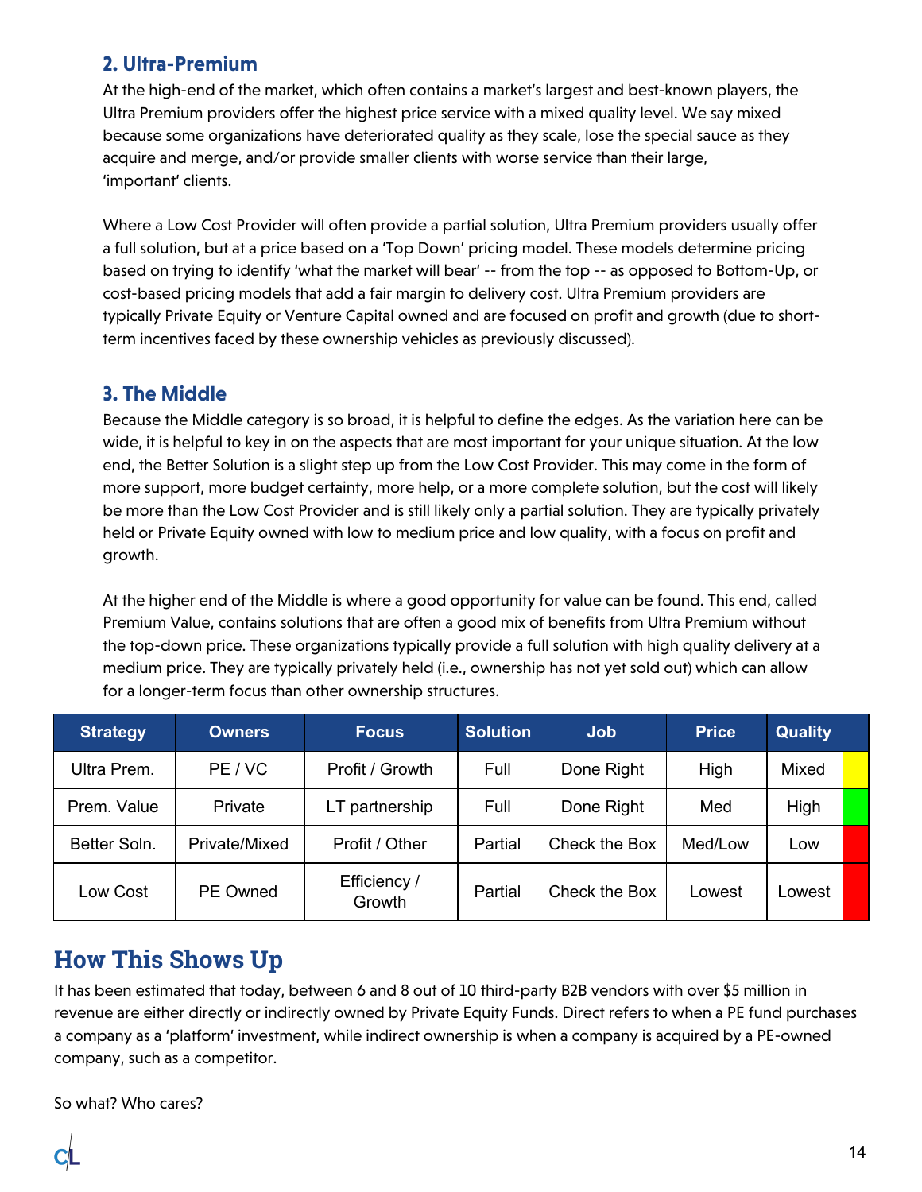### 2. Ultra-Premium

At the high-end of the market, which often contains a market's largest and best-known players, the Ultra Premium providers offer the highest price service with a mixed quality level. We say mixed because some organizations have deteriorated quality as they scale, lose the special sauce as they acquire and merge, and/or provide smaller clients with worse service than their large, 'important' clients.

Where a Low Cost Provider will often provide a partial solution, Ultra Premium providers usually offer a full solution, but at a price based on a 'Top Down' pricing model. These models determine pricing based on trying to identify 'what the market will bear' -- from the top -- as opposed to Bottom-Up, or cost-based pricing models that add a fair margin to delivery cost. Ultra Premium providers are typically Private Equity or Venture Capital owned and are focused on profit and growth (due to short-term incentives faced by these ownership vehicles as previously discussed).

### 3. The Middle

Because the Middle category is so broad, it is helpful to define the edges. As the variation here can be wide, it is helpful to key in on the aspects that are most important for your unique situation. At the low end, the Better Solution is a slight step up from the Low Cost Provider. This may come in the form of more support, more budget certainty, more help, or a more complete solution, but the cost will likely be more than the Low Cost Provider and is still likely only a partial solution. They are typically privately held or Private Equity owned with low to medium price and low quality, with a focus on profit and growth.

At the higher end of the Middle is where a good opportunity for value can be found. This end, called Premium Value, contains solutions that are often a good mix of benefits from Ultra Premium without the top-down price. These organizations typically provide a full solution with high quality delivery at a medium price. They are typically privately held (i.e., ownership has not yet sold out) which can allow for a longer-term focus than other ownership structures.

| Strategy | Owners | Focus | Solution | Job | Price | Quality | |
|---|---|---|---|---|---|---|---|
| Ultra Prem. | PE / VC | Profit / Growth | Full | Done Right | High | Mixed | |
| Prem. Value | Private | LT partnership | Full | Done Right | Med | High | |
| Better Soln. | Private/Mixed | Profit / Other | Partial | Check the Box | Med/Low | Low | |
| Low Cost | PE Owned | Efficiency / Growth | Partial | Check the Box | Lowest | Lowest | |

## How This Shows Up

It has been estimated that today, between 6 and 8 out of 10 third-party B2B vendors with over $5 million in revenue are either directly or indirectly owned by Private Equity Funds. Direct refers to when a PE fund purchases a company as a 'platform' investment, while indirect ownership is when a company is acquired by a PE-owned company, such as a competitor.

So what? Who cares?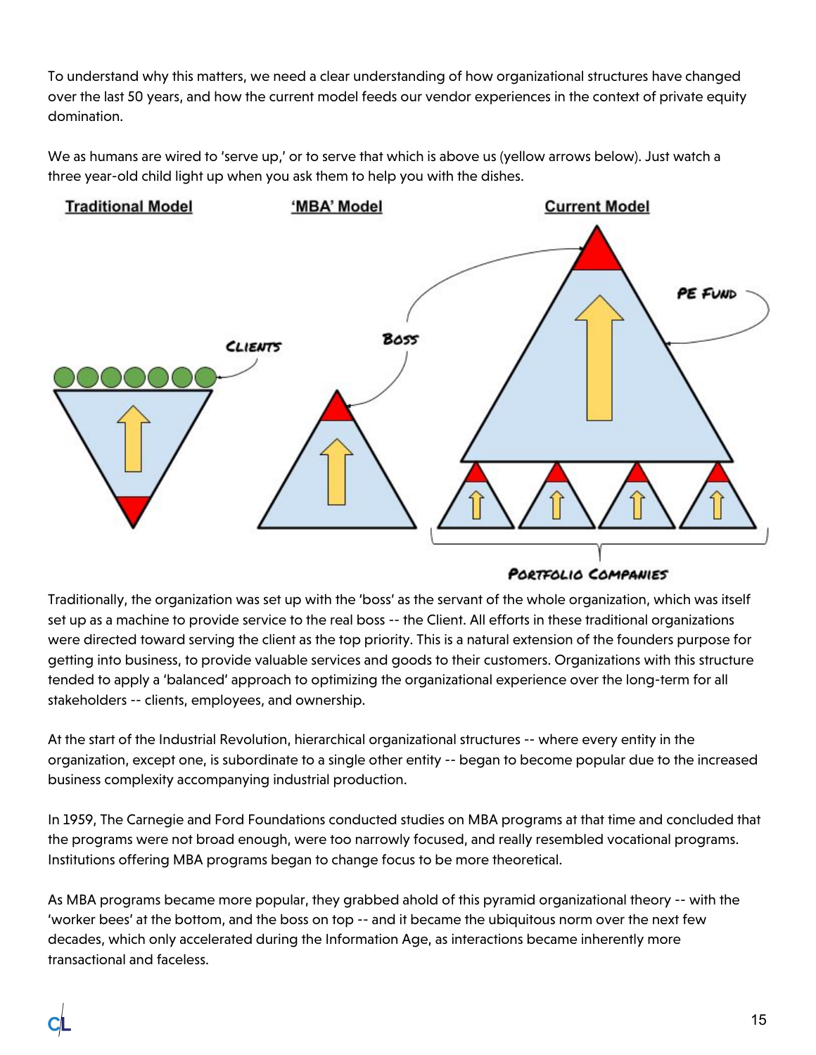To understand why this matters, we need a clear understanding of how organizational structures have changed over the last 50 years, and how the current model feeds our vendor experiences in the context of private equity domination.

We as humans are wired to 'serve up,' or to serve that which is above us (yellow arrows below). Just watch a three year-old child light up when you ask them to help you with the dishes.

Traditional Model | 'MBA' Model | Current Model

Clients | Boss | PE Fund | Portfolio Companies

Traditionally, the organization was set up with the 'boss' as the servant of the whole organization, which was itself set up as a machine to provide service to the real boss -- the Client. All efforts in these traditional organizations were directed toward serving the client as the top priority. This is a natural extension of the founders purpose for getting into business, to provide valuable services and goods to their customers. Organizations with this structure tended to apply a 'balanced' approach to optimizing the organizational experience over the long-term for all stakeholders -- clients, employees, and ownership.

At the start of the Industrial Revolution, hierarchical organizational structures -- where every entity in the organization, except one, is subordinate to a single other entity -- began to become popular due to the increased business complexity accompanying industrial production.

In 1959, The Carnegie and Ford Foundations conducted studies on MBA programs at that time and concluded that the programs were not broad enough, were too narrowly focused, and really resembled vocational programs. Institutions offering MBA programs began to change focus to be more theoretical.

As MBA programs became more popular, they grabbed ahold of this pyramid organizational theory -- with the 'worker bees' at the bottom, and the boss on top -- and it became the ubiquitous norm over the next few decades, which only accelerated during the Information Age, as interactions became inherently more transactional and faceless.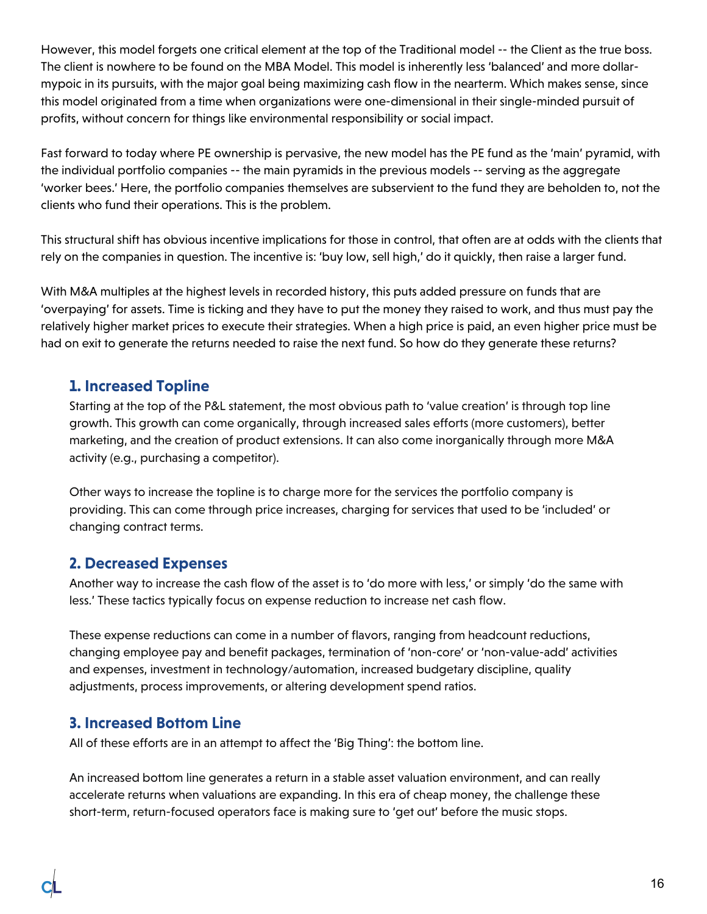However, this model forgets one critical element at the top of the Traditional model -- the Client as the true boss. The client is nowhere to be found on the MBA Model. This model is inherently less 'balanced' and more dollar-mypoic in its pursuits, with the major goal being maximizing cash flow in the nearterm. Which makes sense, since this model originated from a time when organizations were one-dimensional in their single-minded pursuit of profits, without concern for things like environmental responsibility or social impact.

Fast forward to today where PE ownership is pervasive, the new model has the PE fund as the 'main' pyramid, with the individual portfolio companies -- the main pyramids in the previous models -- serving as the aggregate 'worker bees.' Here, the portfolio companies themselves are subservient to the fund they are beholden to, not the clients who fund their operations. This is the problem.

This structural shift has obvious incentive implications for those in control, that often are at odds with the clients that rely on the companies in question. The incentive is: 'buy low, sell high,' do it quickly, then raise a larger fund.

With M&A multiples at the highest levels in recorded history, this puts added pressure on funds that are 'overpaying' for assets. Time is ticking and they have to put the money they raised to work, and thus must pay the relatively higher market prices to execute their strategies. When a high price is paid, an even higher price must be had on exit to generate the returns needed to raise the next fund. So how do they generate these returns?

### 1. Increased Topline

Starting at the top of the P&L statement, the most obvious path to 'value creation' is through top line growth. This growth can come organically, through increased sales efforts (more customers), better marketing, and the creation of product extensions. It can also come inorganically through more M&A activity (e.g., purchasing a competitor).

Other ways to increase the topline is to charge more for the services the portfolio company is providing. This can come through price increases, charging for services that used to be 'included' or changing contract terms.

### 2. Decreased Expenses

Another way to increase the cash flow of the asset is to 'do more with less,' or simply 'do the same with less.' These tactics typically focus on expense reduction to increase net cash flow.

These expense reductions can come in a number of flavors, ranging from headcount reductions, changing employee pay and benefit packages, termination of 'non-core' or 'non-value-add' activities and expenses, investment in technology/automation, increased budgetary discipline, quality adjustments, process improvements, or altering development spend ratios.

### 3. Increased Bottom Line

All of these efforts are in an attempt to affect the 'Big Thing': the bottom line.

An increased bottom line generates a return in a stable asset valuation environment, and can really accelerate returns when valuations are expanding. In this era of cheap money, the challenge these short-term, return-focused operators face is making sure to 'get out' before the music stops.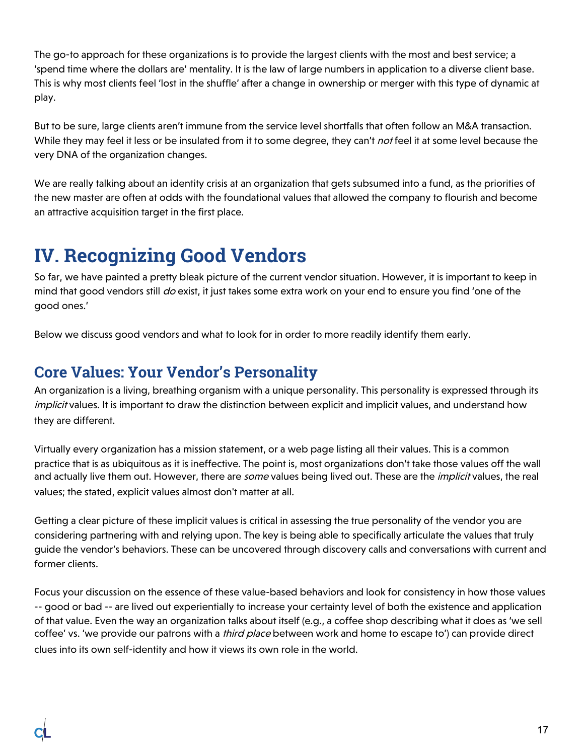The go-to approach for these organizations is to provide the largest clients with the most and best service; a 'spend time where the dollars are' mentality. It is the law of large numbers in application to a diverse client base. This is why most clients feel 'lost in the shuffle' after a change in ownership or merger with this type of dynamic at play.

But to be sure, large clients aren't immune from the service level shortfalls that often follow an M&A transaction. While they may feel it less or be insulated from it to some degree, they can't *not* feel it at some level because the very DNA of the organization changes.

We are really talking about an identity crisis at an organization that gets subsumed into a fund, as the priorities of the new master are often at odds with the foundational values that allowed the company to flourish and become an attractive acquisition target in the first place.

# IV. Recognizing Good Vendors

So far, we have painted a pretty bleak picture of the current vendor situation. However, it is important to keep in mind that good vendors still *do* exist, it just takes some extra work on your end to ensure you find 'one of the good ones.'

Below we discuss good vendors and what to look for in order to more readily identify them early.

## Core Values: Your Vendor's Personality

An organization is a living, breathing organism with a unique personality. This personality is expressed through its *implicit* values. It is important to draw the distinction between explicit and implicit values, and understand how they are different.

Virtually every organization has a mission statement, or a web page listing all their values. This is a common practice that is as ubiquitous as it is ineffective. The point is, most organizations don't take those values off the wall and actually live them out. However, there are *some* values being lived out. These are the *implicit* values, the real values; the stated, explicit values almost don't matter at all.

Getting a clear picture of these implicit values is critical in assessing the true personality of the vendor you are considering partnering with and relying upon. The key is being able to specifically articulate the values that truly guide the vendor's behaviors. These can be uncovered through discovery calls and conversations with current and former clients.

Focus your discussion on the essence of these value-based behaviors and look for consistency in how those values -- good or bad -- are lived out experientially to increase your certainty level of both the existence and application of that value. Even the way an organization talks about itself (e.g., a coffee shop describing what it does as 'we sell coffee' vs. 'we provide our patrons with a *third place* between work and home to escape to') can provide direct clues into its own self-identity and how it views its own role in the world.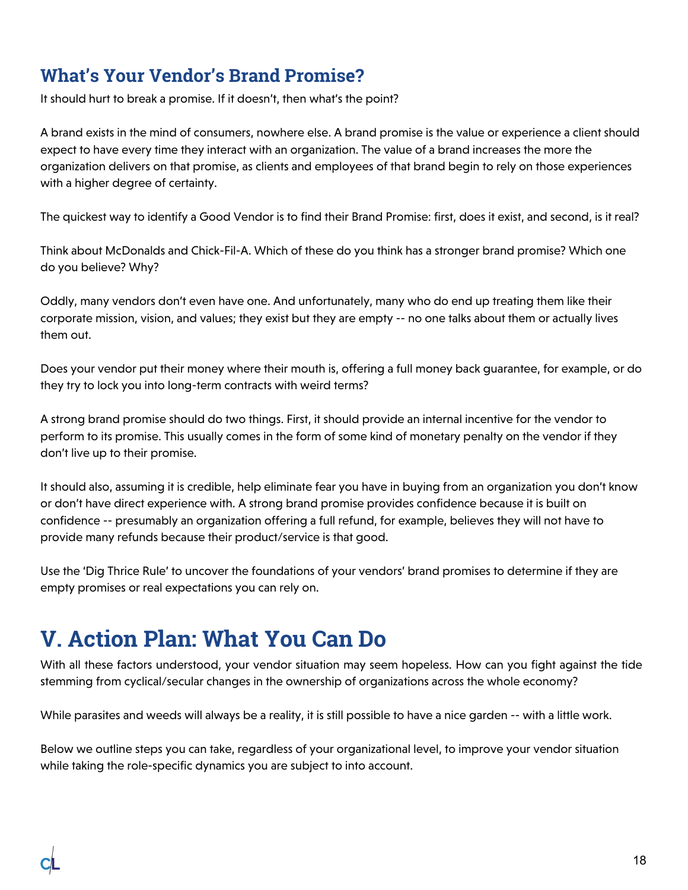## What's Your Vendor's Brand Promise?

It should hurt to break a promise. If it doesn't, then what's the point?

A brand exists in the mind of consumers, nowhere else. A brand promise is the value or experience a client should expect to have every time they interact with an organization. The value of a brand increases the more the organization delivers on that promise, as clients and employees of that brand begin to rely on those experiences with a higher degree of certainty.

The quickest way to identify a Good Vendor is to find their Brand Promise: first, does it exist, and second, is it real?

Think about McDonalds and Chick-Fil-A. Which of these do you think has a stronger brand promise? Which one do you believe? Why?

Oddly, many vendors don't even have one. And unfortunately, many who do end up treating them like their corporate mission, vision, and values; they exist but they are empty -- no one talks about them or actually lives them out.

Does your vendor put their money where their mouth is, offering a full money back guarantee, for example, or do they try to lock you into long-term contracts with weird terms?

A strong brand promise should do two things. First, it should provide an internal incentive for the vendor to perform to its promise. This usually comes in the form of some kind of monetary penalty on the vendor if they don't live up to their promise.

It should also, assuming it is credible, help eliminate fear you have in buying from an organization you don't know or don't have direct experience with. A strong brand promise provides confidence because it is built on confidence -- presumably an organization offering a full refund, for example, believes they will not have to provide many refunds because their product/service is that good.

Use the 'Dig Thrice Rule' to uncover the foundations of your vendors' brand promises to determine if they are empty promises or real expectations you can rely on.

# V. Action Plan: What You Can Do

With all these factors understood, your vendor situation may seem hopeless. How can you fight against the tide stemming from cyclical/secular changes in the ownership of organizations across the whole economy?

While parasites and weeds will always be a reality, it is still possible to have a nice garden -- with a little work.

Below we outline steps you can take, regardless of your organizational level, to improve your vendor situation while taking the role-specific dynamics you are subject to into account.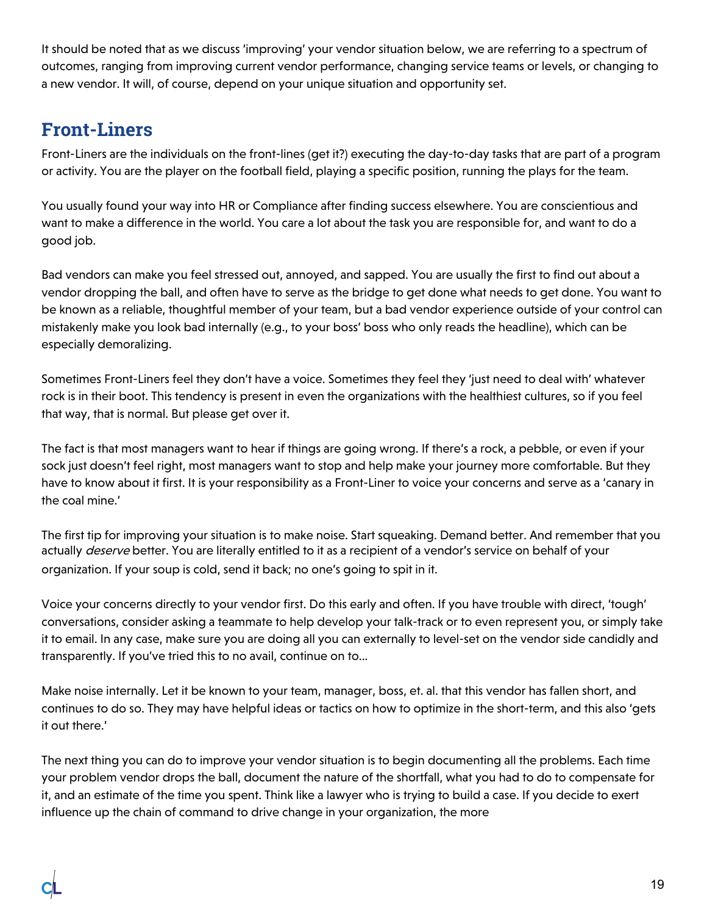It should be noted that as we discuss 'improving' your vendor situation below, we are referring to a spectrum of outcomes, ranging from improving current vendor performance, changing service teams or levels, or changing to a new vendor. It will, of course, depend on your unique situation and opportunity set.

## Front-Liners

Front-Liners are the individuals on the front-lines (get it?) executing the day-to-day tasks that are part of a program or activity. You are the player on the football field, playing a specific position, running the plays for the team.

You usually found your way into HR or Compliance after finding success elsewhere. You are conscientious and want to make a difference in the world. You care a lot about the task you are responsible for, and want to do a good job.

Bad vendors can make you feel stressed out, annoyed, and sapped. You are usually the first to find out about a vendor dropping the ball, and often have to serve as the bridge to get done what needs to get done. You want to be known as a reliable, thoughtful member of your team, but a bad vendor experience outside of your control can mistakenly make you look bad internally (e.g., to your boss' boss who only reads the headline), which can be especially demoralizing.

Sometimes Front-Liners feel they don't have a voice. Sometimes they feel they 'just need to deal with' whatever rock is in their boot. This tendency is present in even the organizations with the healthiest cultures, so if you feel that way, that is normal. But please get over it.

The fact is that most managers want to hear if things are going wrong. If there's a rock, a pebble, or even if your sock just doesn't feel right, most managers want to stop and help make your journey more comfortable. But they have to know about it first. It is your responsibility as a Front-Liner to voice your concerns and serve as a 'canary in the coal mine.'

The first tip for improving your situation is to make noise. Start squeaking. Demand better. And remember that you actually *deserve* better. You are literally entitled to it as a recipient of a vendor's service on behalf of your organization. If your soup is cold, send it back; no one's going to spit in it.

Voice your concerns directly to your vendor first. Do this early and often. If you have trouble with direct, 'tough' conversations, consider asking a teammate to help develop your talk-track or to even represent you, or simply take it to email. In any case, make sure you are doing all you can externally to level-set on the vendor side candidly and transparently. If you've tried this to no avail, continue on to...

Make noise internally. Let it be known to your team, manager, boss, et. al. that this vendor has fallen short, and continues to do so. They may have helpful ideas or tactics on how to optimize in the short-term, and this also 'gets it out there.'

The next thing you can do to improve your vendor situation is to begin documenting all the problems. Each time your problem vendor drops the ball, document the nature of the shortfall, what you had to do to compensate for it, and an estimate of the time you spent. Think like a lawyer who is trying to build a case. If you decide to exert influence up the chain of command to drive change in your organization, the more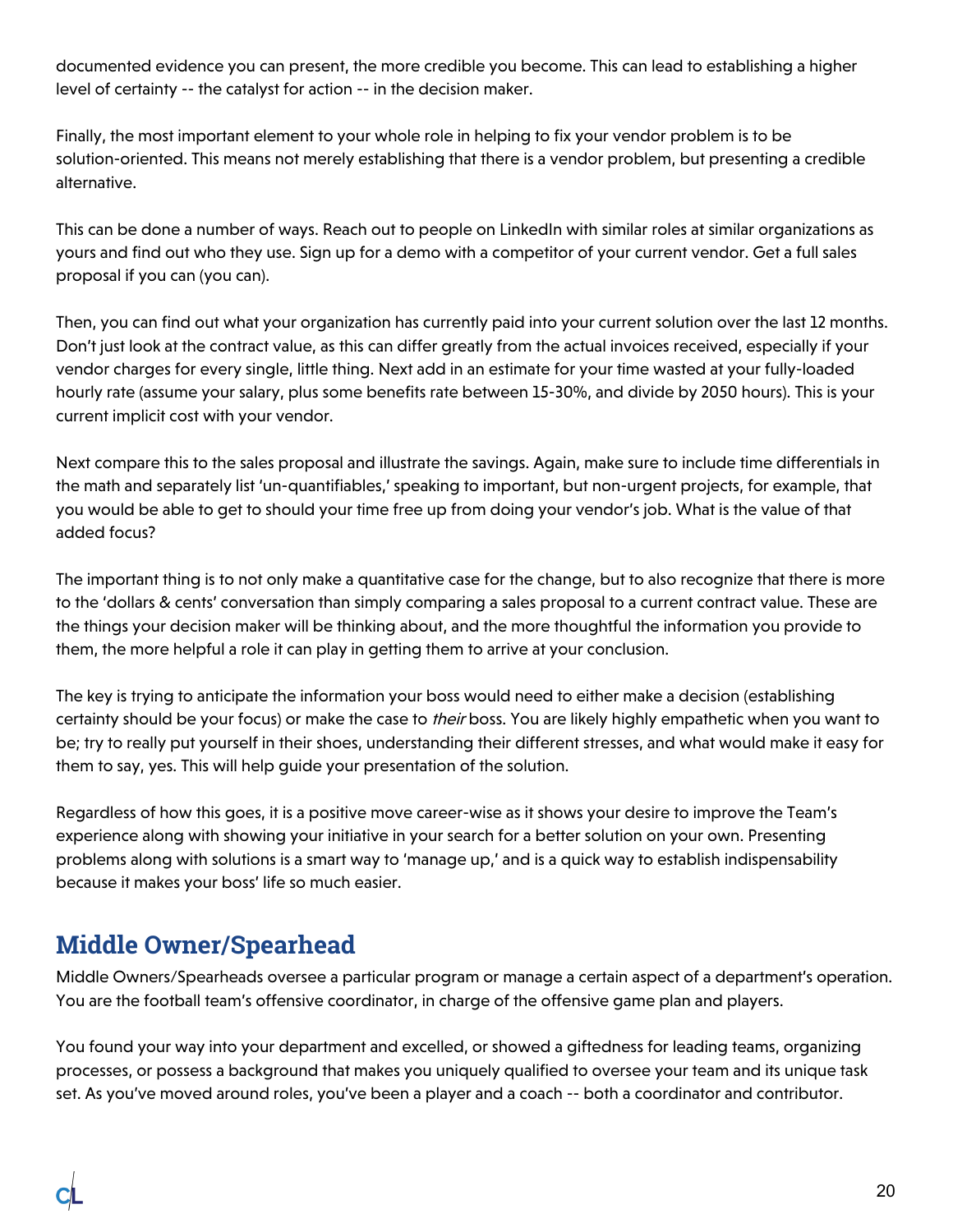documented evidence you can present, the more credible you become. This can lead to establishing a higher level of certainty -- the catalyst for action -- in the decision maker.

Finally, the most important element to your whole role in helping to fix your vendor problem is to be solution-oriented. This means not merely establishing that there is a vendor problem, but presenting a credible alternative.

This can be done a number of ways. Reach out to people on LinkedIn with similar roles at similar organizations as yours and find out who they use. Sign up for a demo with a competitor of your current vendor. Get a full sales proposal if you can (you can).

Then, you can find out what your organization has currently paid into your current solution over the last 12 months. Don't just look at the contract value, as this can differ greatly from the actual invoices received, especially if your vendor charges for every single, little thing. Next add in an estimate for your time wasted at your fully-loaded hourly rate (assume your salary, plus some benefits rate between 15-30%, and divide by 2050 hours). This is your current implicit cost with your vendor.

Next compare this to the sales proposal and illustrate the savings. Again, make sure to include time differentials in the math and separately list 'un-quantifiables,' speaking to important, but non-urgent projects, for example, that you would be able to get to should your time free up from doing your vendor's job. What is the value of that added focus?

The important thing is to not only make a quantitative case for the change, but to also recognize that there is more to the 'dollars & cents' conversation than simply comparing a sales proposal to a current contract value. These are the things your decision maker will be thinking about, and the more thoughtful the information you provide to them, the more helpful a role it can play in getting them to arrive at your conclusion.

The key is trying to anticipate the information your boss would need to either make a decision (establishing certainty should be your focus) or make the case to *their* boss. You are likely highly empathetic when you want to be; try to really put yourself in their shoes, understanding their different stresses, and what would make it easy for them to say, yes. This will help guide your presentation of the solution.

Regardless of how this goes, it is a positive move career-wise as it shows your desire to improve the Team's experience along with showing your initiative in your search for a better solution on your own. Presenting problems along with solutions is a smart way to 'manage up,' and is a quick way to establish indispensability because it makes your boss' life so much easier.

## Middle Owner/Spearhead

Middle Owners/Spearheads oversee a particular program or manage a certain aspect of a department's operation. You are the football team's offensive coordinator, in charge of the offensive game plan and players.

You found your way into your department and excelled, or showed a giftedness for leading teams, organizing processes, or possess a background that makes you uniquely qualified to oversee your team and its unique task set. As you've moved around roles, you've been a player and a coach -- both a coordinator and contributor.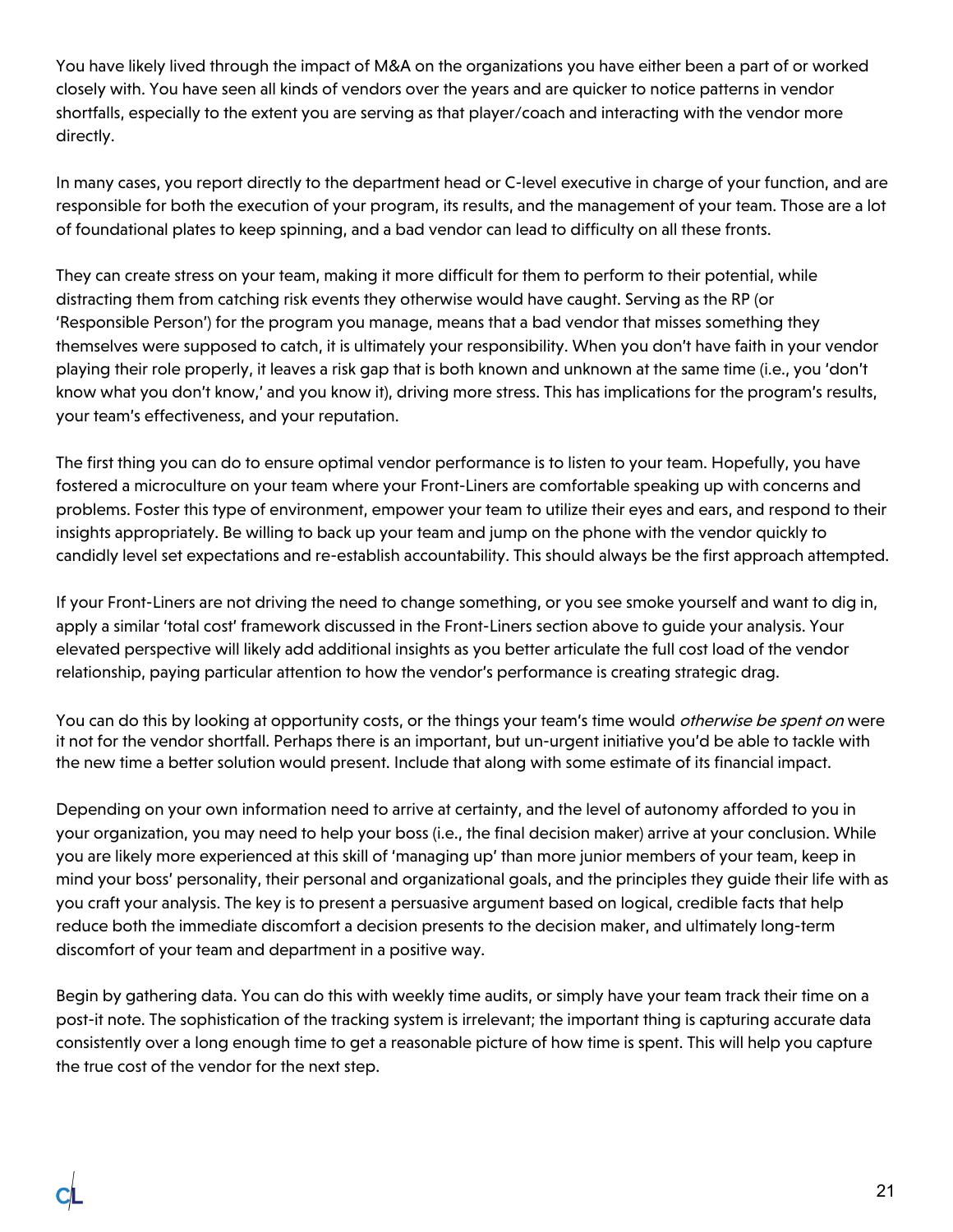You have likely lived through the impact of M&A on the organizations you have either been a part of or worked closely with. You have seen all kinds of vendors over the years and are quicker to notice patterns in vendor shortfalls, especially to the extent you are serving as that player/coach and interacting with the vendor more directly.

In many cases, you report directly to the department head or C-level executive in charge of your function, and are responsible for both the execution of your program, its results, and the management of your team. Those are a lot of foundational plates to keep spinning, and a bad vendor can lead to difficulty on all these fronts.

They can create stress on your team, making it more difficult for them to perform to their potential, while distracting them from catching risk events they otherwise would have caught. Serving as the RP (or 'Responsible Person') for the program you manage, means that a bad vendor that misses something they themselves were supposed to catch, it is ultimately your responsibility. When you don't have faith in your vendor playing their role properly, it leaves a risk gap that is both known and unknown at the same time (i.e., you 'don't know what you don't know,' and you know it), driving more stress. This has implications for the program's results, your team's effectiveness, and your reputation.

The first thing you can do to ensure optimal vendor performance is to listen to your team. Hopefully, you have fostered a microculture on your team where your Front-Liners are comfortable speaking up with concerns and problems. Foster this type of environment, empower your team to utilize their eyes and ears, and respond to their insights appropriately. Be willing to back up your team and jump on the phone with the vendor quickly to candidly level set expectations and re-establish accountability. This should always be the first approach attempted.

If your Front-Liners are not driving the need to change something, or you see smoke yourself and want to dig in, apply a similar 'total cost' framework discussed in the Front-Liners section above to guide your analysis. Your elevated perspective will likely add additional insights as you better articulate the full cost load of the vendor relationship, paying particular attention to how the vendor's performance is creating strategic drag.

You can do this by looking at opportunity costs, or the things your team's time would *otherwise be spent on* were it not for the vendor shortfall. Perhaps there is an important, but un-urgent initiative you'd be able to tackle with the new time a better solution would present. Include that along with some estimate of its financial impact.

Depending on your own information need to arrive at certainty, and the level of autonomy afforded to you in your organization, you may need to help your boss (i.e., the final decision maker) arrive at your conclusion. While you are likely more experienced at this skill of 'managing up' than more junior members of your team, keep in mind your boss' personality, their personal and organizational goals, and the principles they guide their life with as you craft your analysis. The key is to present a persuasive argument based on logical, credible facts that help reduce both the immediate discomfort a decision presents to the decision maker, and ultimately long-term discomfort of your team and department in a positive way.

Begin by gathering data. You can do this with weekly time audits, or simply have your team track their time on a post-it note. The sophistication of the tracking system is irrelevant; the important thing is capturing accurate data consistently over a long enough time to get a reasonable picture of how time is spent. This will help you capture the true cost of the vendor for the next step.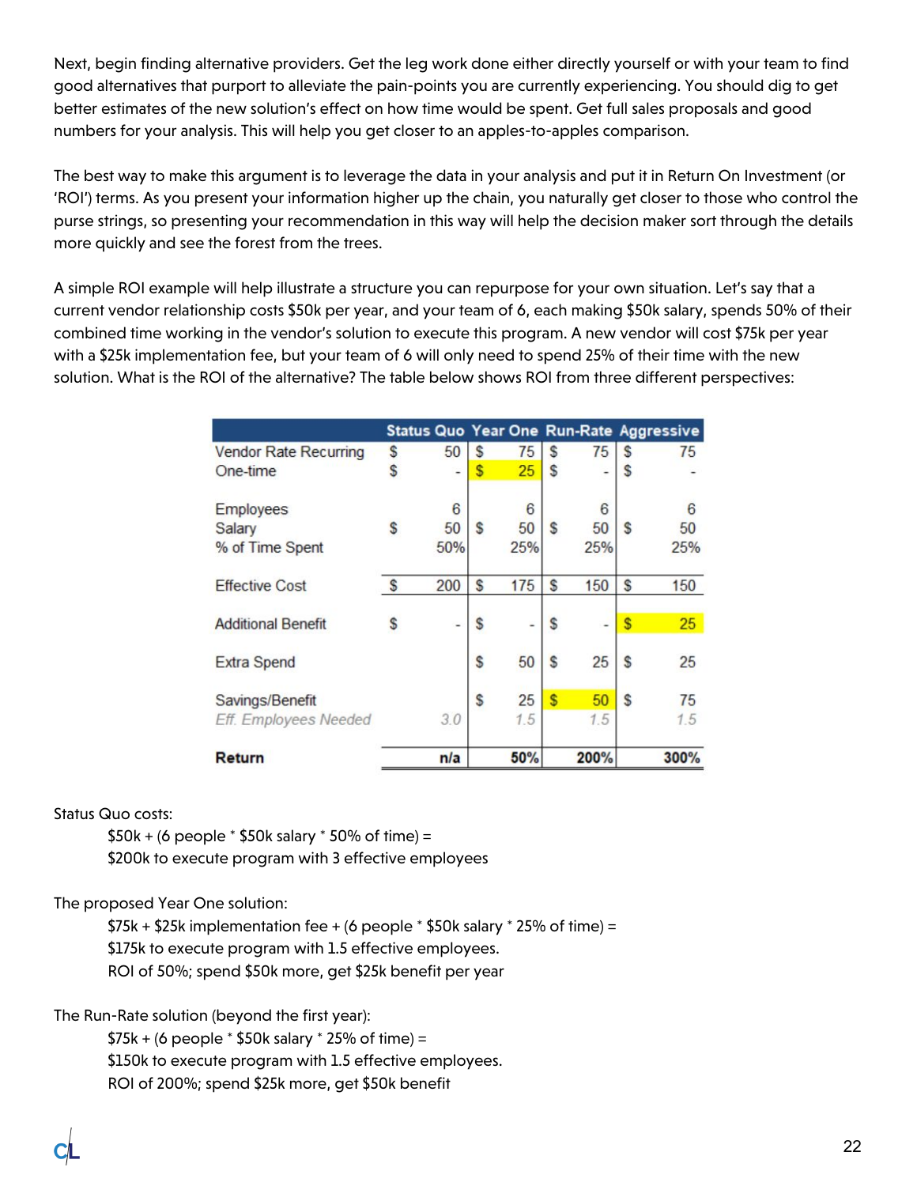Next, begin finding alternative providers. Get the leg work done either directly yourself or with your team to find good alternatives that purport to alleviate the pain-points you are currently experiencing. You should dig to get better estimates of the new solution's effect on how time would be spent. Get full sales proposals and good numbers for your analysis. This will help you get closer to an apples-to-apples comparison.

The best way to make this argument is to leverage the data in your analysis and put it in Return On Investment (or 'ROI') terms. As you present your information higher up the chain, you naturally get closer to those who control the purse strings, so presenting your recommendation in this way will help the decision maker sort through the details more quickly and see the forest from the trees.

A simple ROI example will help illustrate a structure you can repurpose for your own situation. Let's say that a current vendor relationship costs $50k per year, and your team of 6, each making $50k salary, spends 50% of their combined time working in the vendor's solution to execute this program. A new vendor will cost $75k per year with a $25k implementation fee, but your team of 6 will only need to spend 25% of their time with the new solution. What is the ROI of the alternative? The table below shows ROI from three different perspectives:

| | Status Quo | Year One | Run-Rate | Aggressive |
|---|---|---|---|---|
| Vendor Rate Recurring | $ 50 | $ 75 | $ 75 | $ 75 |
| One-time | $ - | $ 25 | $ - | $ - |
| Employees | 6 | 6 | 6 | 6 |
| Salary | $ 50 | $ 50 | $ 50 | $ 50 |
| % of Time Spent | 50% | 25% | 25% | 25% |
| Effective Cost | $ 200 | $ 175 | $ 150 | $ 150 |
| Additional Benefit | $ - | $ - | $ - | $ 25 |
| Extra Spend | | $ 50 | $ 25 | $ 25 |
| Savings/Benefit | | $ 25 | $ 50 | $ 75 |
| *Eff. Employees Needed* | *3.0* | *1.5* | *1.5* | *1.5* |
| **Return** | n/a | 50% | 200% | 300% |

Status Quo costs:

> $50k + (6 people * $50k salary * 50% of time) =
> $200k to execute program with 3 effective employees

The proposed Year One solution:

> $75k + $25k implementation fee + (6 people * $50k salary * 25% of time) =
> $175k to execute program with 1.5 effective employees.
> ROI of 50%; spend $50k more, get $25k benefit per year

The Run-Rate solution (beyond the first year):

> $75k + (6 people * $50k salary * 25% of time) =
> $150k to execute program with 1.5 effective employees.
> ROI of 200%; spend $25k more, get $50k benefit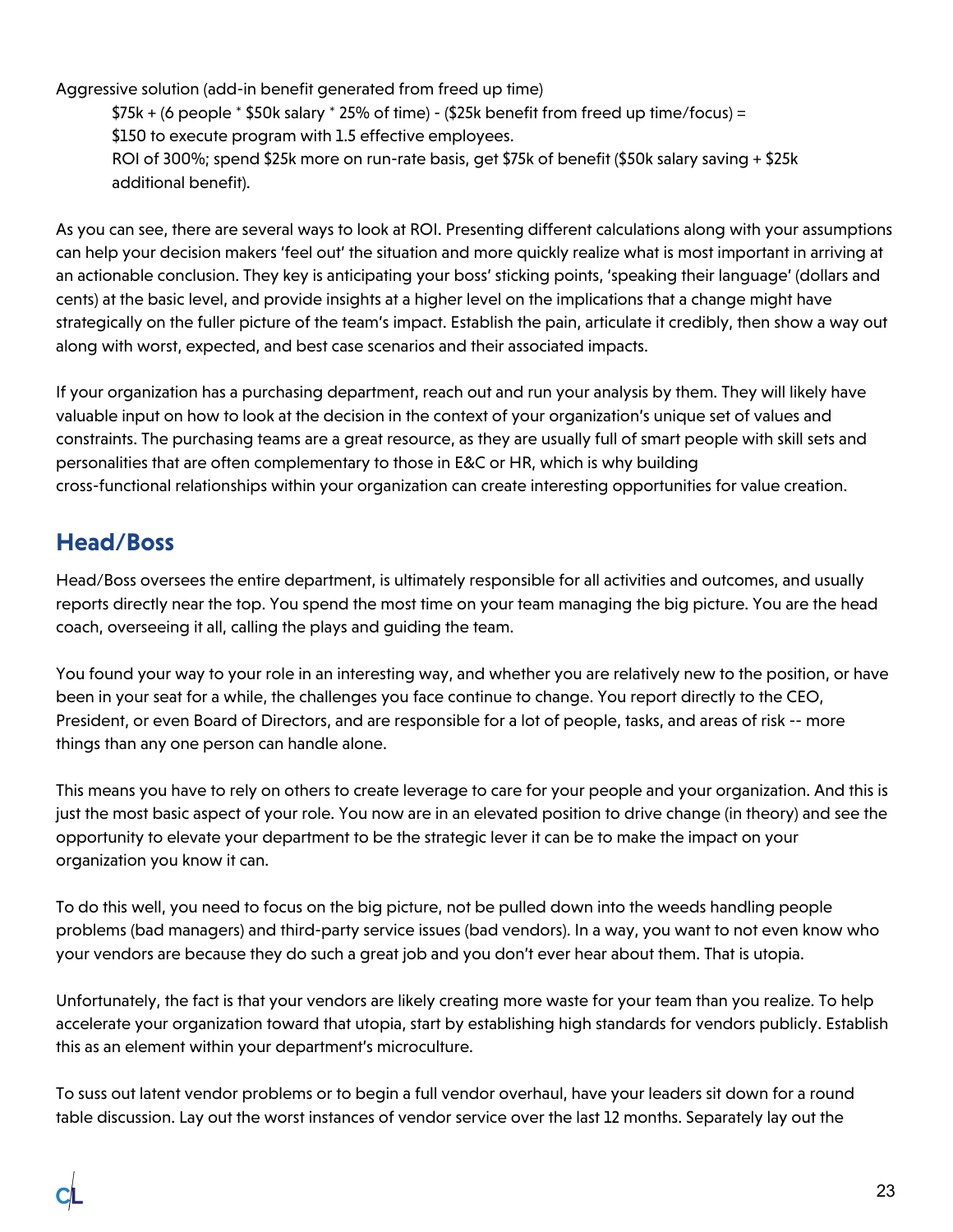Aggressive solution (add-in benefit generated from freed up time)

$75k + (6 people * $50k salary * 25% of time) - ($25k benefit from freed up time/focus) = $150 to execute program with 1.5 effective employees.

ROI of 300%; spend $25k more on run-rate basis, get $75k of benefit ($50k salary saving + $25k additional benefit).

As you can see, there are several ways to look at ROI. Presenting different calculations along with your assumptions can help your decision makers 'feel out' the situation and more quickly realize what is most important in arriving at an actionable conclusion. They key is anticipating your boss' sticking points, 'speaking their language' (dollars and cents) at the basic level, and provide insights at a higher level on the implications that a change might have strategically on the fuller picture of the team's impact. Establish the pain, articulate it credibly, then show a way out along with worst, expected, and best case scenarios and their associated impacts.

If your organization has a purchasing department, reach out and run your analysis by them. They will likely have valuable input on how to look at the decision in the context of your organization's unique set of values and constraints. The purchasing teams are a great resource, as they are usually full of smart people with skill sets and personalities that are often complementary to those in E&C or HR, which is why building cross-functional relationships within your organization can create interesting opportunities for value creation.

## Head/Boss

Head/Boss oversees the entire department, is ultimately responsible for all activities and outcomes, and usually reports directly near the top. You spend the most time on your team managing the big picture. You are the head coach, overseeing it all, calling the plays and guiding the team.

You found your way to your role in an interesting way, and whether you are relatively new to the position, or have been in your seat for a while, the challenges you face continue to change. You report directly to the CEO, President, or even Board of Directors, and are responsible for a lot of people, tasks, and areas of risk -- more things than any one person can handle alone.

This means you have to rely on others to create leverage to care for your people and your organization. And this is just the most basic aspect of your role. You now are in an elevated position to drive change (in theory) and see the opportunity to elevate your department to be the strategic lever it can be to make the impact on your organization you know it can.

To do this well, you need to focus on the big picture, not be pulled down into the weeds handling people problems (bad managers) and third-party service issues (bad vendors). In a way, you want to not even know who your vendors are because they do such a great job and you don't ever hear about them. That is utopia.

Unfortunately, the fact is that your vendors are likely creating more waste for your team than you realize. To help accelerate your organization toward that utopia, start by establishing high standards for vendors publicly. Establish this as an element within your department's microculture.

To suss out latent vendor problems or to begin a full vendor overhaul, have your leaders sit down for a round table discussion. Lay out the worst instances of vendor service over the last 12 months. Separately lay out the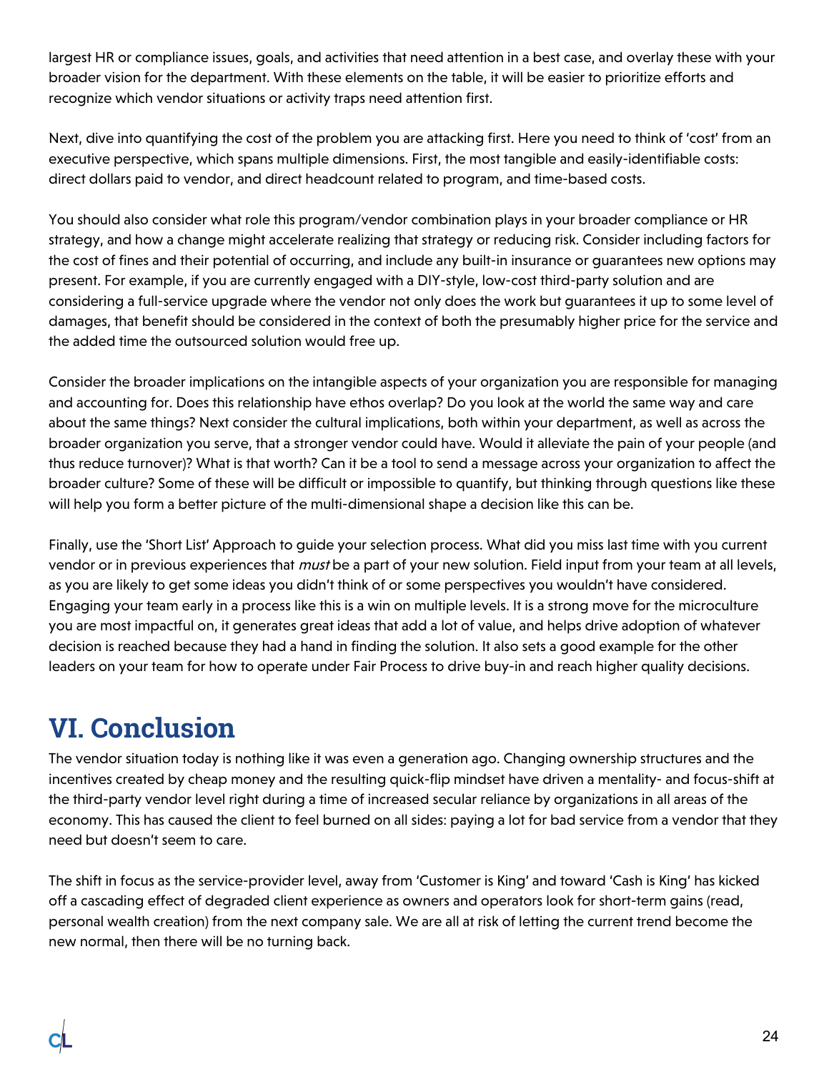largest HR or compliance issues, goals, and activities that need attention in a best case, and overlay these with your broader vision for the department. With these elements on the table, it will be easier to prioritize efforts and recognize which vendor situations or activity traps need attention first.

Next, dive into quantifying the cost of the problem you are attacking first. Here you need to think of 'cost' from an executive perspective, which spans multiple dimensions. First, the most tangible and easily-identifiable costs: direct dollars paid to vendor, and direct headcount related to program, and time-based costs.

You should also consider what role this program/vendor combination plays in your broader compliance or HR strategy, and how a change might accelerate realizing that strategy or reducing risk. Consider including factors for the cost of fines and their potential of occurring, and include any built-in insurance or guarantees new options may present. For example, if you are currently engaged with a DIY-style, low-cost third-party solution and are considering a full-service upgrade where the vendor not only does the work but guarantees it up to some level of damages, that benefit should be considered in the context of both the presumably higher price for the service and the added time the outsourced solution would free up.

Consider the broader implications on the intangible aspects of your organization you are responsible for managing and accounting for. Does this relationship have ethos overlap? Do you look at the world the same way and care about the same things? Next consider the cultural implications, both within your department, as well as across the broader organization you serve, that a stronger vendor could have. Would it alleviate the pain of your people (and thus reduce turnover)? What is that worth? Can it be a tool to send a message across your organization to affect the broader culture? Some of these will be difficult or impossible to quantify, but thinking through questions like these will help you form a better picture of the multi-dimensional shape a decision like this can be.

Finally, use the 'Short List' Approach to guide your selection process. What did you miss last time with you current vendor or in previous experiences that *must* be a part of your new solution. Field input from your team at all levels, as you are likely to get some ideas you didn't think of or some perspectives you wouldn't have considered. Engaging your team early in a process like this is a win on multiple levels. It is a strong move for the microculture you are most impactful on, it generates great ideas that add a lot of value, and helps drive adoption of whatever decision is reached because they had a hand in finding the solution. It also sets a good example for the other leaders on your team for how to operate under Fair Process to drive buy-in and reach higher quality decisions.

# VI. Conclusion

The vendor situation today is nothing like it was even a generation ago. Changing ownership structures and the incentives created by cheap money and the resulting quick-flip mindset have driven a mentality- and focus-shift at the third-party vendor level right during a time of increased secular reliance by organizations in all areas of the economy. This has caused the client to feel burned on all sides: paying a lot for bad service from a vendor that they need but doesn't seem to care.

The shift in focus as the service-provider level, away from 'Customer is King' and toward 'Cash is King' has kicked off a cascading effect of degraded client experience as owners and operators look for short-term gains (read, personal wealth creation) from the next company sale. We are all at risk of letting the current trend become the new normal, then there will be no turning back.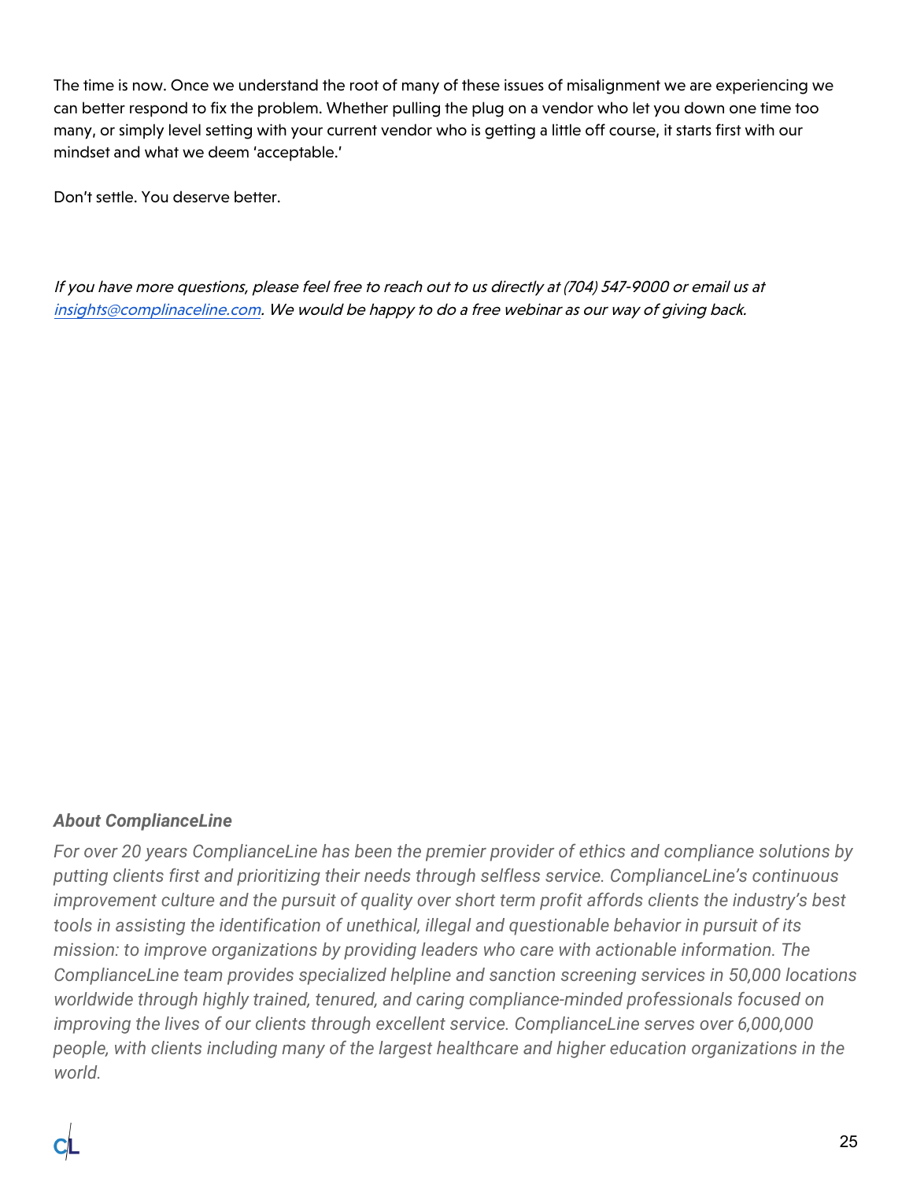The time is now. Once we understand the root of many of these issues of misalignment we are experiencing we can better respond to fix the problem. Whether pulling the plug on a vendor who let you down one time too many, or simply level setting with your current vendor who is getting a little off course, it starts first with our mindset and what we deem 'acceptable.'

Don't settle. You deserve better.

*If you have more questions, please feel free to reach out to us directly at (704) 547-9000 or email us at [insights@complinaceline.com](mailto:insights@complinaceline.com). We would be happy to do a free webinar as our way of giving back.*

***About ComplianceLine***

*For over 20 years ComplianceLine has been the premier provider of ethics and compliance solutions by putting clients first and prioritizing their needs through selfless service. ComplianceLine's continuous improvement culture and the pursuit of quality over short term profit affords clients the industry's best tools in assisting the identification of unethical, illegal and questionable behavior in pursuit of its mission: to improve organizations by providing leaders who care with actionable information. The ComplianceLine team provides specialized helpline and sanction screening services in 50,000 locations worldwide through highly trained, tenured, and caring compliance-minded professionals focused on improving the lives of our clients through excellent service. ComplianceLine serves over 6,000,000 people, with clients including many of the largest healthcare and higher education organizations in the world.*